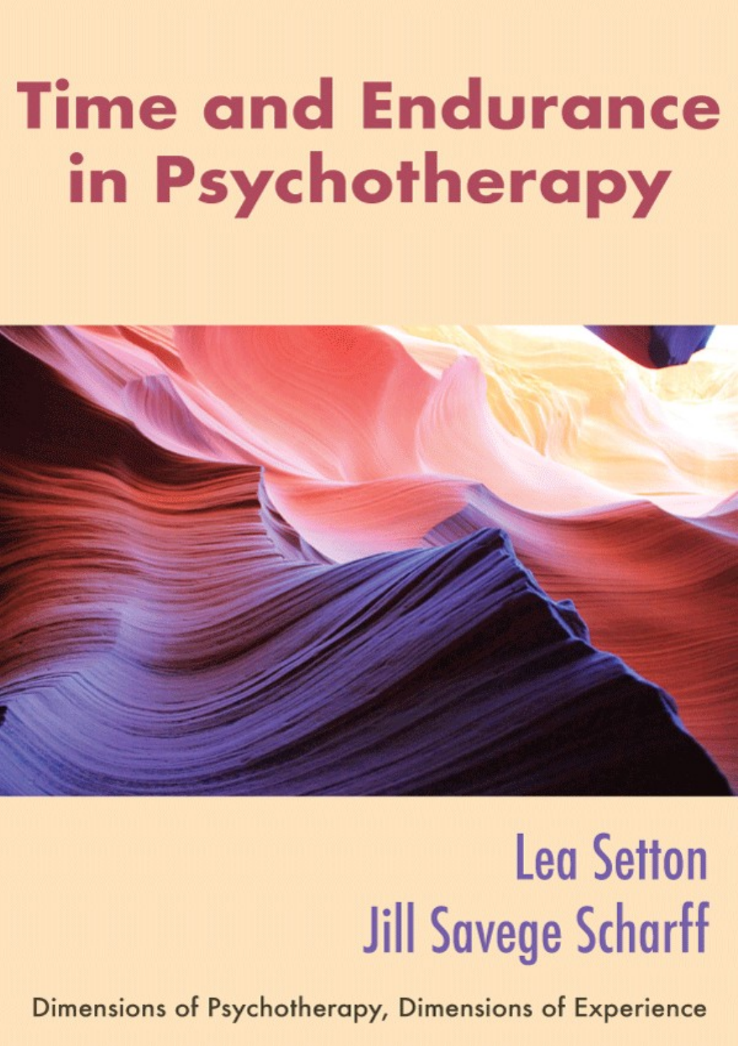# Time and Endurance in Psychotherapy

Lea Setton

Jill Savege Scharff

Dimensions of Psychotherapy, Dimensions of Experience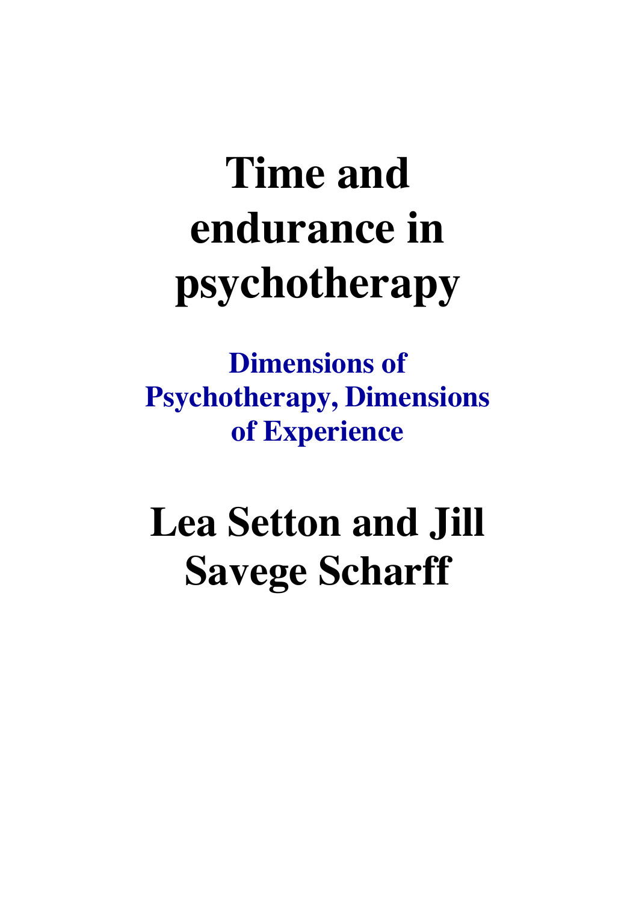# Time and endurance in psychotherapy

## Dimensions of Psychotherapy, Dimensions of Experience

# Lea Setton and Jill Savege Scharff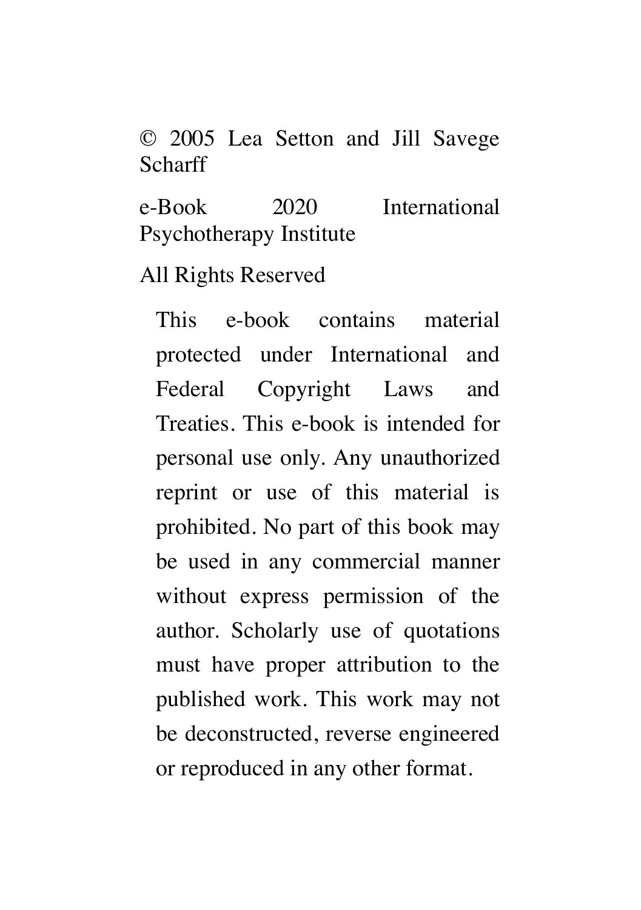© 2005 Lea Setton and Jill Savege Scharff

e-Book 2020 International Psychotherapy Institute

All Rights Reserved

This e-book contains material protected under International and Federal Copyright Laws and Treaties. This e-book is intended for personal use only. Any unauthorized reprint or use of this material is prohibited. No part of this book may be used in any commercial manner without express permission of the author. Scholarly use of quotations must have proper attribution to the published work. This work may not be deconstructed, reverse engineered or reproduced in any other format.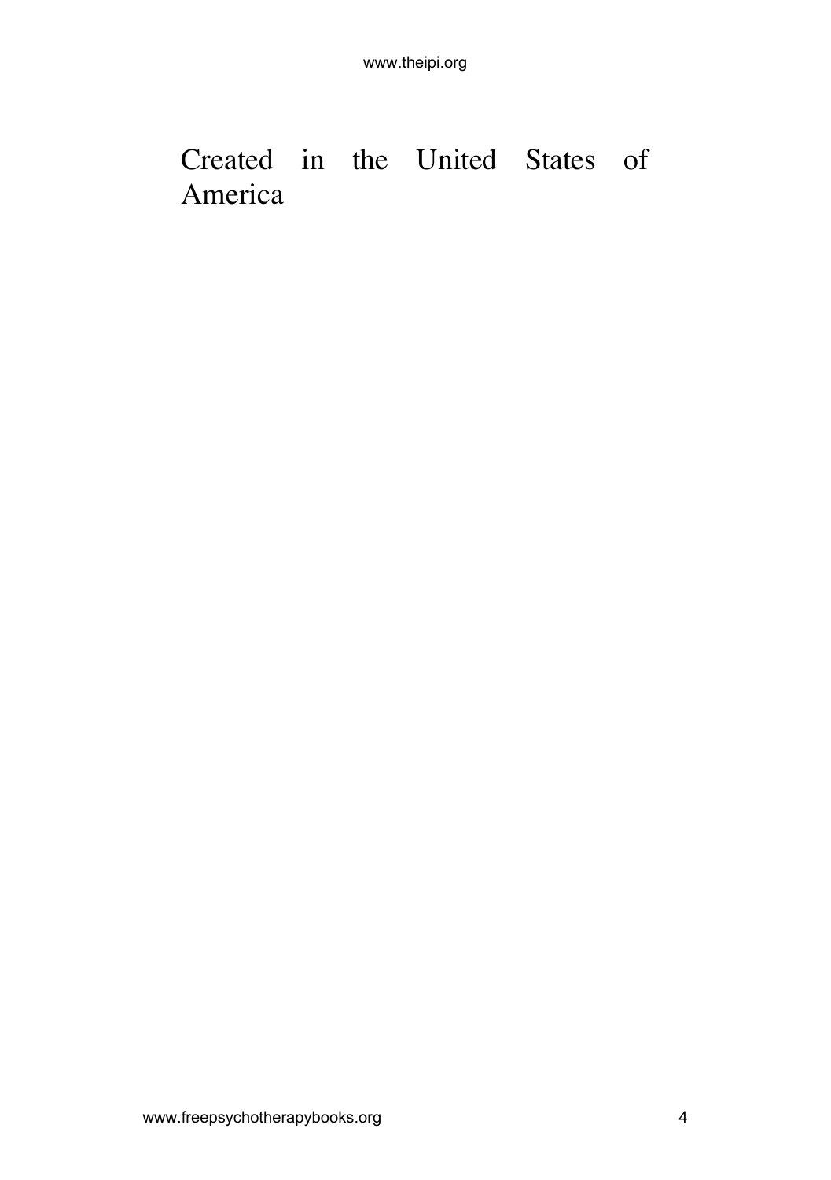Created in the United States of America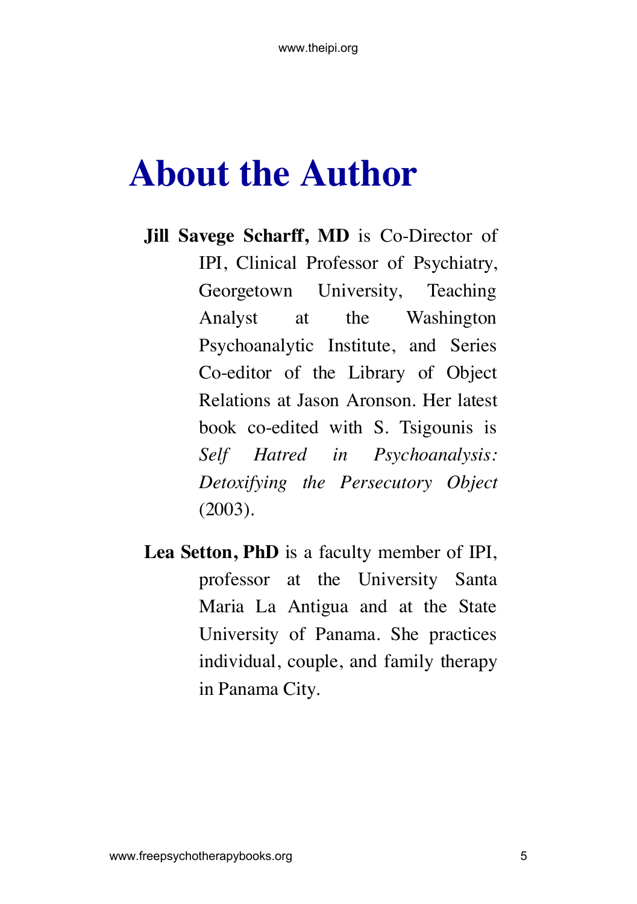# About the Author

**Jill Savege Scharff, MD** is Co-Director of IPI, Clinical Professor of Psychiatry, Georgetown University, Teaching Analyst at the Washington Psychoanalytic Institute, and Series Co-editor of the Library of Object Relations at Jason Aronson. Her latest book co-edited with S. Tsigounis is *Self Hatred in Psychoanalysis: Detoxifying the Persecutory Object* (2003).

**Lea Setton, PhD** is a faculty member of IPI, professor at the University Santa Maria La Antigua and at the State University of Panama. She practices individual, couple, and family therapy in Panama City.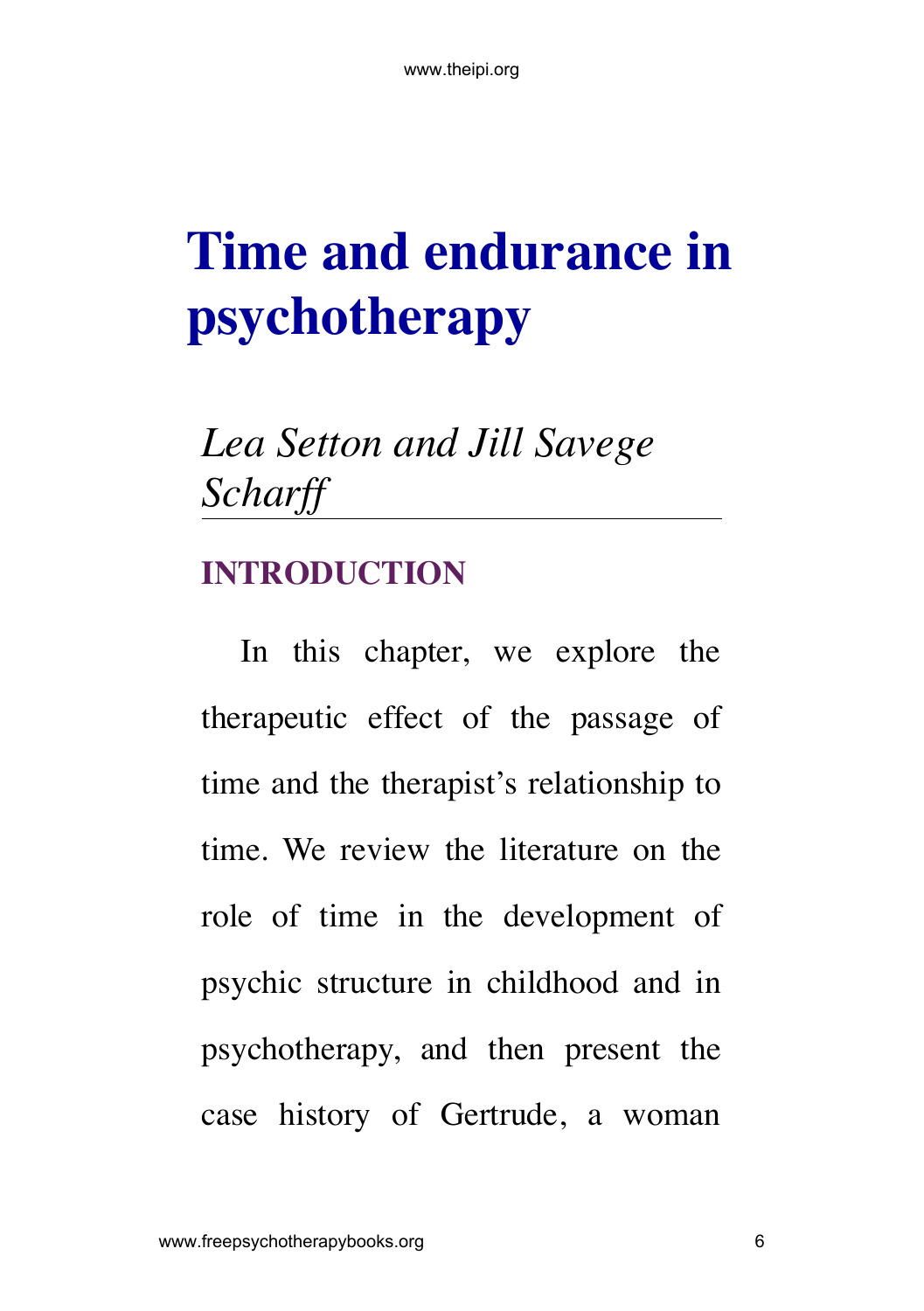# Time and endurance in psychotherapy

*Lea Setton and Jill Savege Scharff*

## INTRODUCTION

In this chapter, we explore the therapeutic effect of the passage of time and the therapist's relationship to time. We review the literature on the role of time in the development of psychic structure in childhood and in psychotherapy, and then present the case history of Gertrude, a woman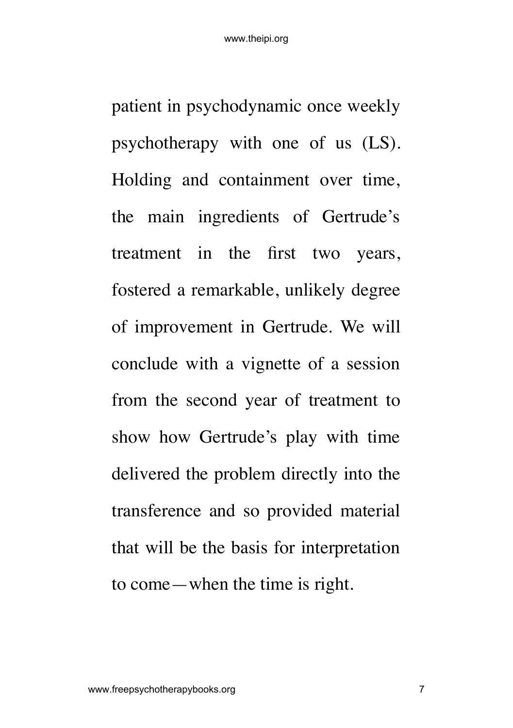patient in psychodynamic once weekly psychotherapy with one of us (LS). Holding and containment over time, the main ingredients of Gertrude's treatment in the first two years, fostered a remarkable, unlikely degree of improvement in Gertrude. We will conclude with a vignette of a session from the second year of treatment to show how Gertrude's play with time delivered the problem directly into the transference and so provided material that will be the basis for interpretation to come—when the time is right.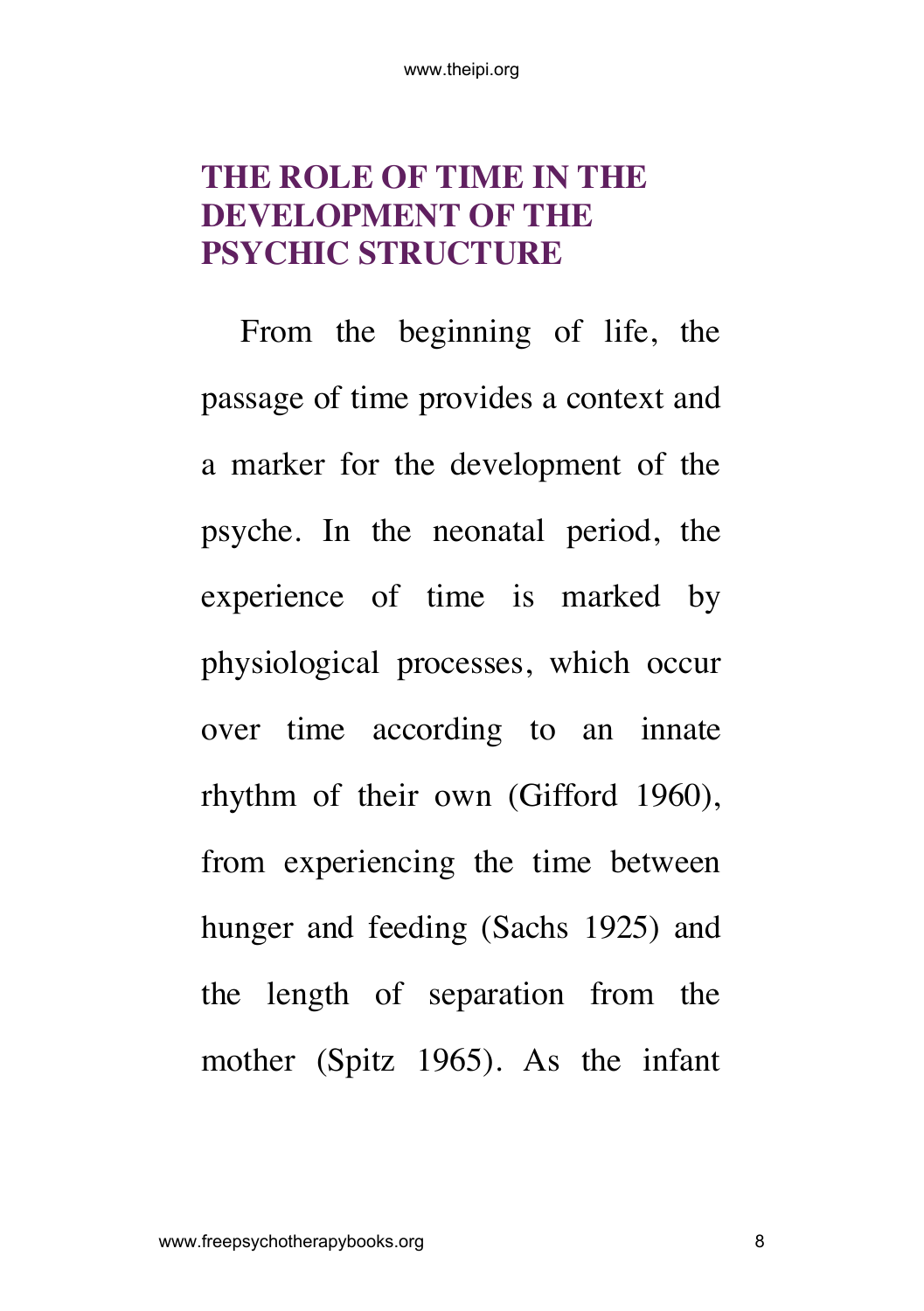# THE ROLE OF TIME IN THE DEVELOPMENT OF THE PSYCHIC STRUCTURE

From the beginning of life, the passage of time provides a context and a marker for the development of the psyche. In the neonatal period, the experience of time is marked by physiological processes, which occur over time according to an innate rhythm of their own (Gifford 1960), from experiencing the time between hunger and feeding (Sachs 1925) and the length of separation from the mother (Spitz 1965). As the infant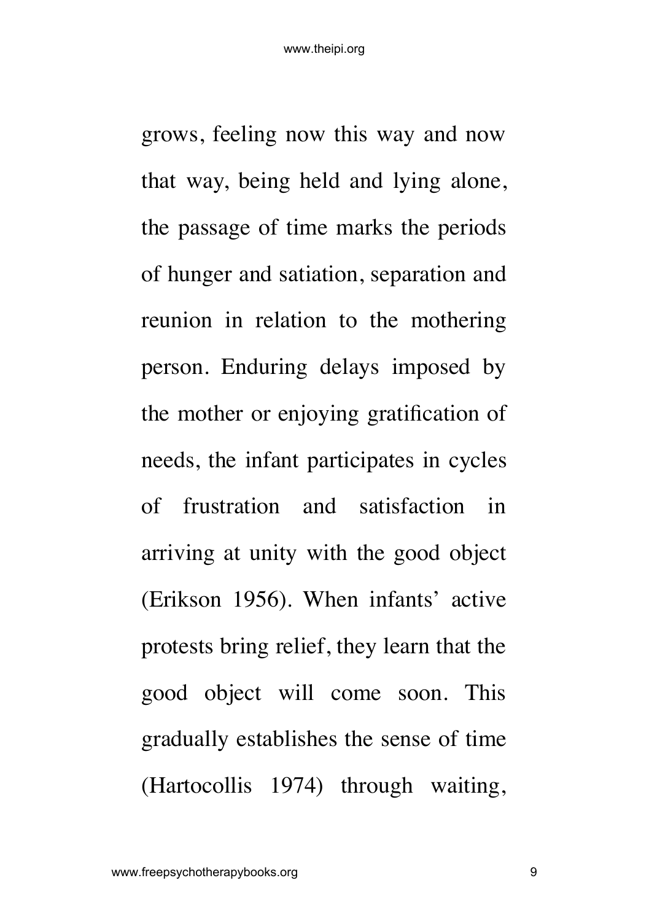grows, feeling now this way and now that way, being held and lying alone, the passage of time marks the periods of hunger and satiation, separation and reunion in relation to the mothering person. Enduring delays imposed by the mother or enjoying gratification of needs, the infant participates in cycles of frustration and satisfaction in arriving at unity with the good object (Erikson 1956). When infants' active protests bring relief, they learn that the good object will come soon. This gradually establishes the sense of time (Hartocollis 1974) through waiting,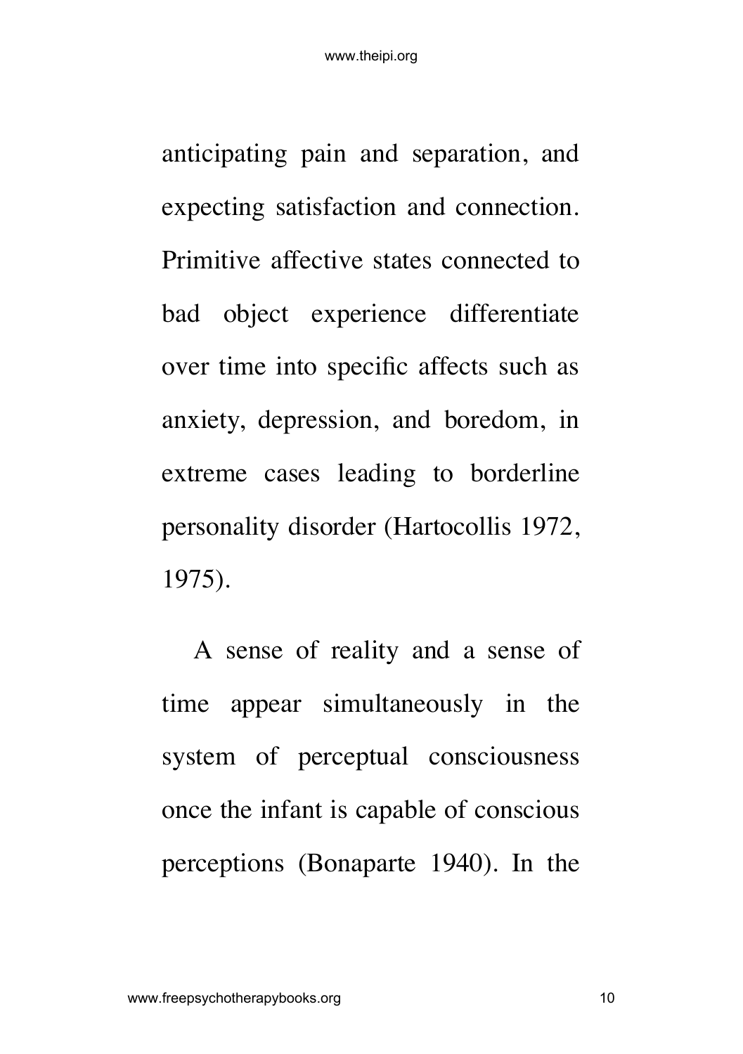anticipating pain and separation, and expecting satisfaction and connection. Primitive affective states connected to bad object experience differentiate over time into specific affects such as anxiety, depression, and boredom, in extreme cases leading to borderline personality disorder (Hartocollis 1972, 1975).

A sense of reality and a sense of time appear simultaneously in the system of perceptual consciousness once the infant is capable of conscious perceptions (Bonaparte 1940). In the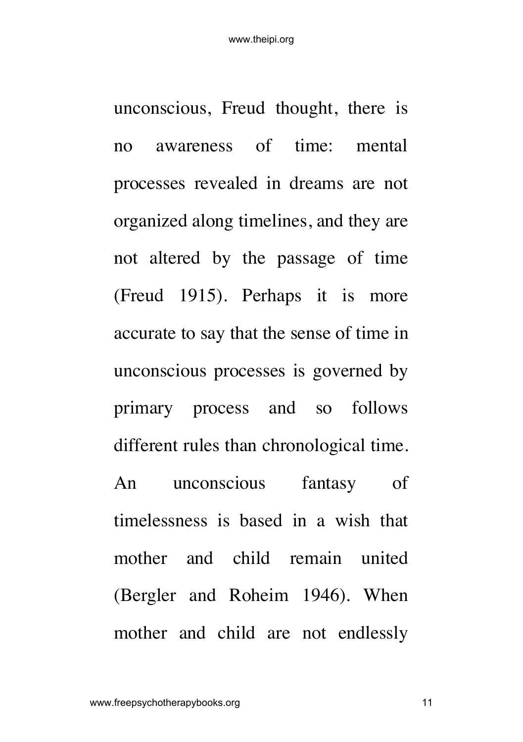unconscious, Freud thought, there is no awareness of time: mental processes revealed in dreams are not organized along timelines, and they are not altered by the passage of time (Freud 1915). Perhaps it is more accurate to say that the sense of time in unconscious processes is governed by primary process and so follows different rules than chronological time. An unconscious fantasy of timelessness is based in a wish that mother and child remain united (Bergler and Roheim 1946). When mother and child are not endlessly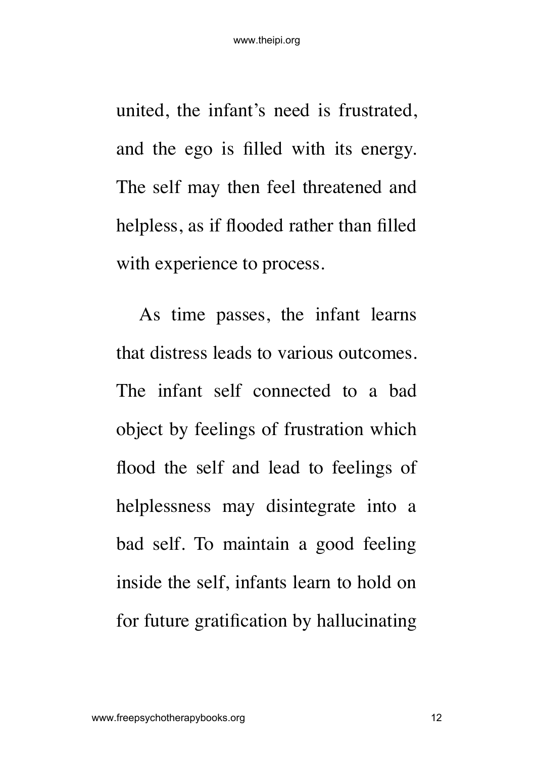united, the infant's need is frustrated, and the ego is filled with its energy. The self may then feel threatened and helpless, as if flooded rather than filled with experience to process.

As time passes, the infant learns that distress leads to various outcomes. The infant self connected to a bad object by feelings of frustration which flood the self and lead to feelings of helplessness may disintegrate into a bad self. To maintain a good feeling inside the self, infants learn to hold on for future gratification by hallucinating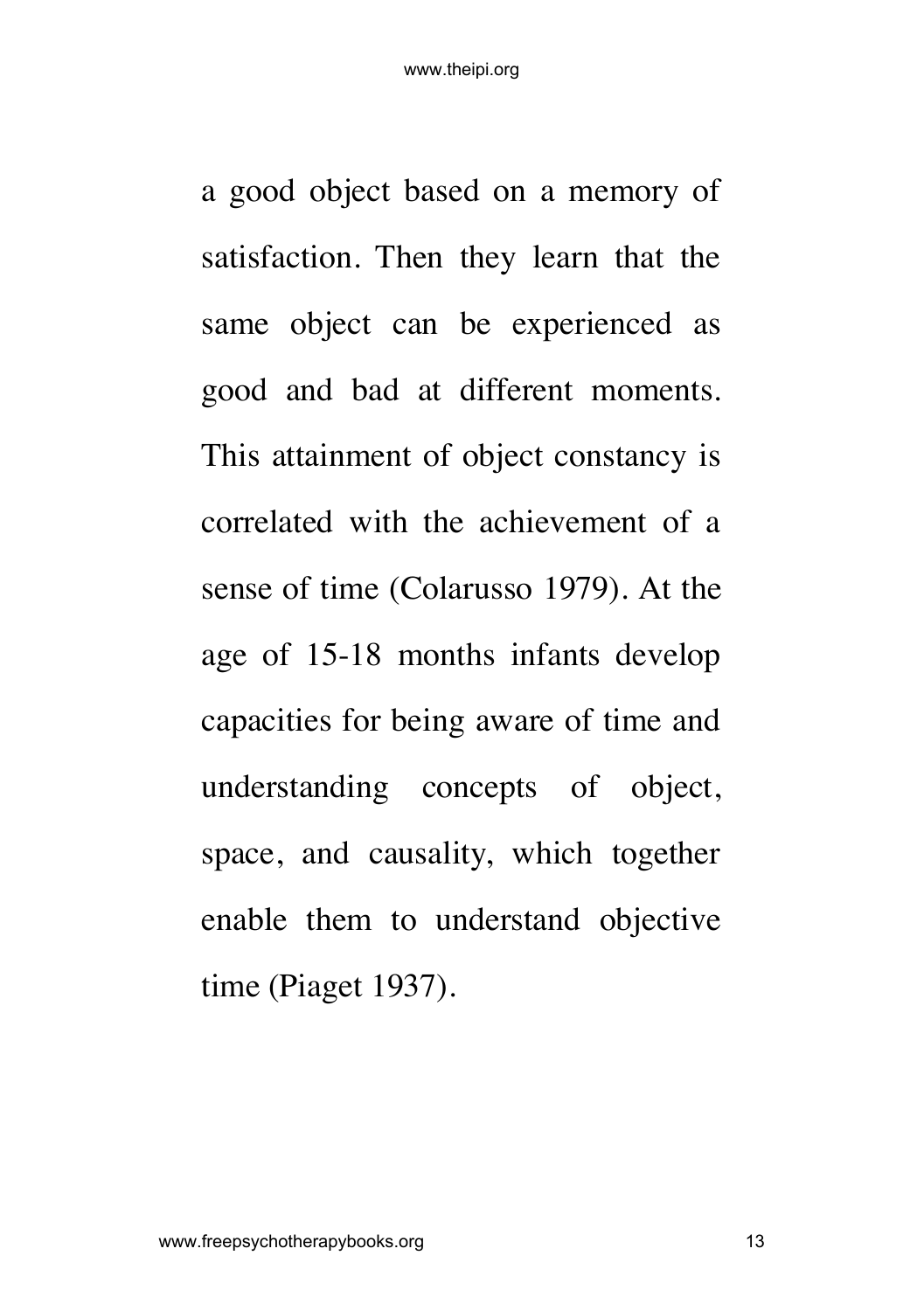a good object based on a memory of satisfaction. Then they learn that the same object can be experienced as good and bad at different moments. This attainment of object constancy is correlated with the achievement of a sense of time (Colarusso 1979). At the age of 15-18 months infants develop capacities for being aware of time and understanding concepts of object, space, and causality, which together enable them to understand objective time (Piaget 1937).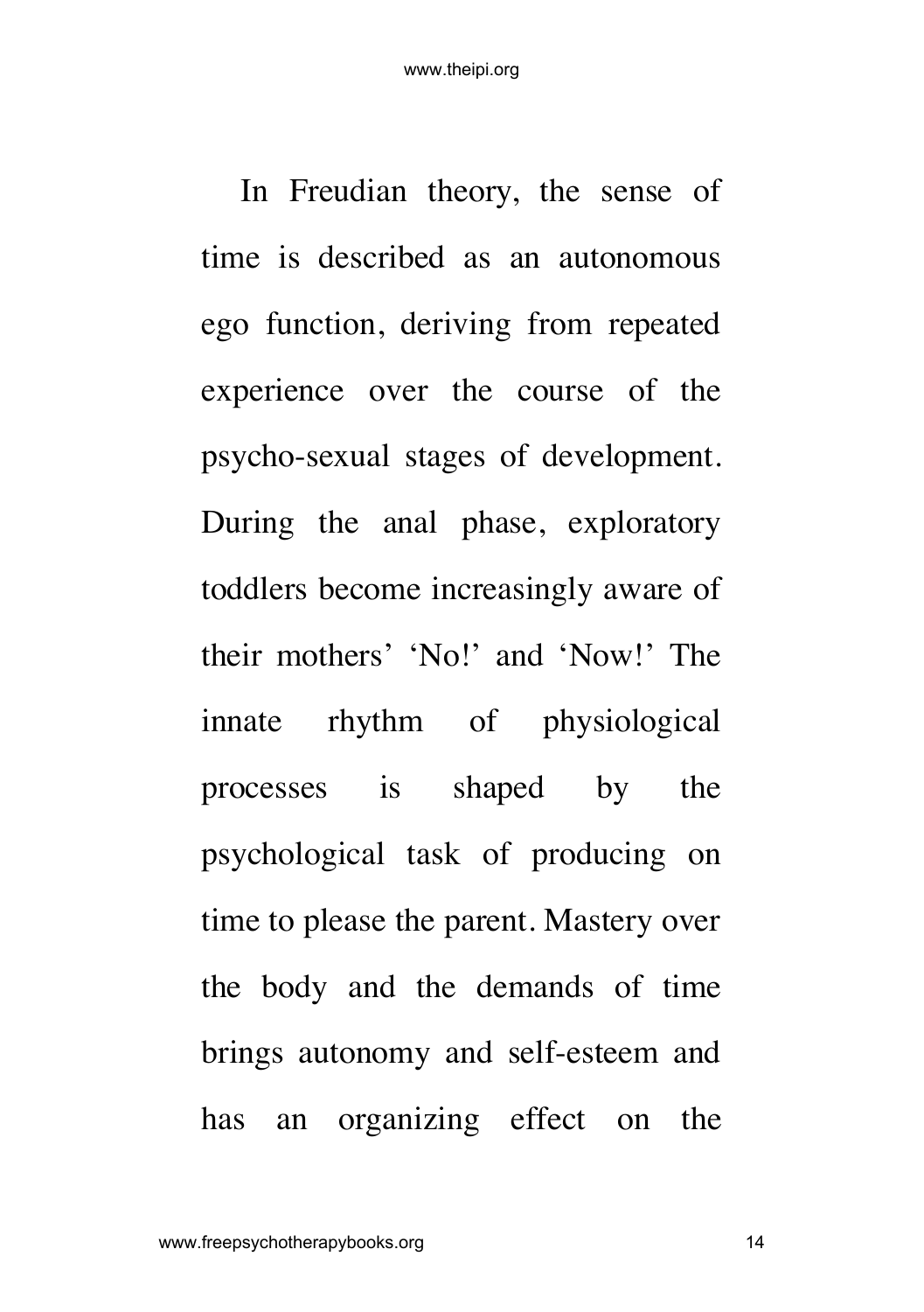In Freudian theory, the sense of time is described as an autonomous ego function, deriving from repeated experience over the course of the psycho-sexual stages of development. During the anal phase, exploratory toddlers become increasingly aware of their mothers' 'No!' and 'Now!' The innate rhythm of physiological processes is shaped by the psychological task of producing on time to please the parent. Mastery over the body and the demands of time brings autonomy and self-esteem and has an organizing effect on the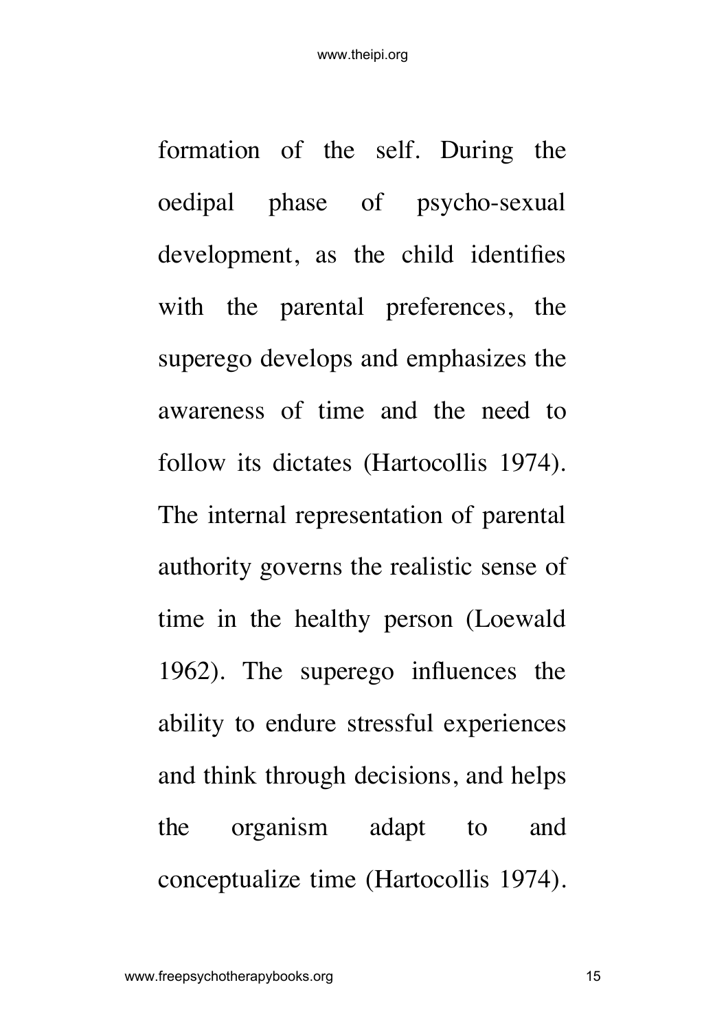formation of the self. During the oedipal phase of psycho-sexual development, as the child identifies with the parental preferences, the superego develops and emphasizes the awareness of time and the need to follow its dictates (Hartocollis 1974). The internal representation of parental authority governs the realistic sense of time in the healthy person (Loewald 1962). The superego influences the ability to endure stressful experiences and think through decisions, and helps the organism adapt to and conceptualize time (Hartocollis 1974).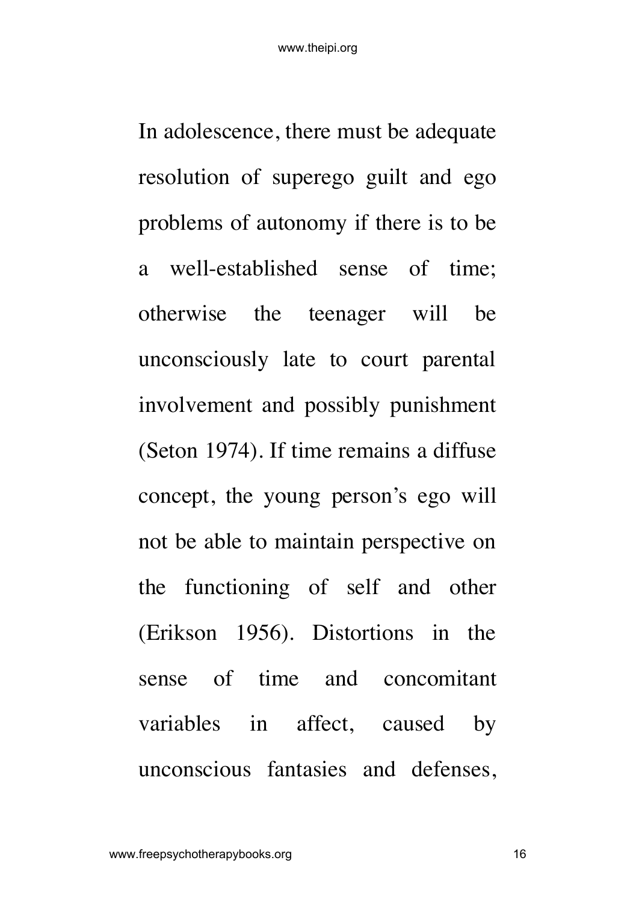In adolescence, there must be adequate resolution of superego guilt and ego problems of autonomy if there is to be a well-established sense of time; otherwise the teenager will be unconsciously late to court parental involvement and possibly punishment (Seton 1974). If time remains a diffuse concept, the young person's ego will not be able to maintain perspective on the functioning of self and other (Erikson 1956). Distortions in the sense of time and concomitant variables in affect, caused by unconscious fantasies and defenses,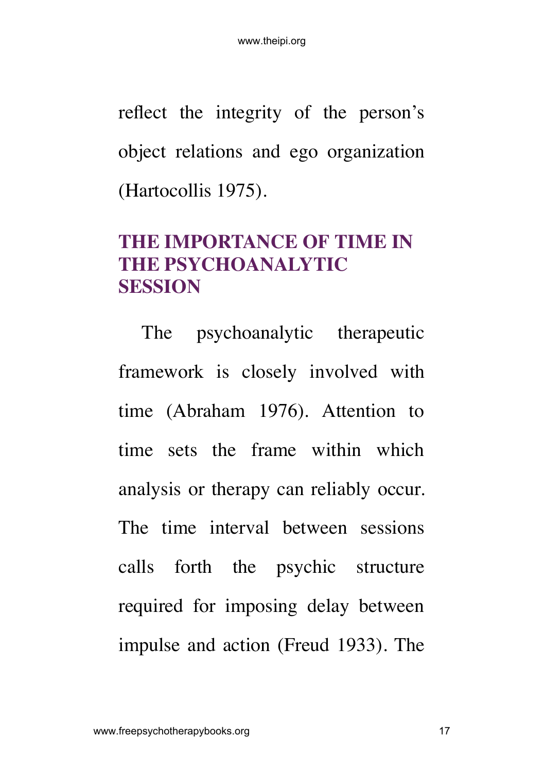reflect the integrity of the person's object relations and ego organization (Hartocollis 1975).

## THE IMPORTANCE OF TIME IN THE PSYCHOANALYTIC SESSION

The psychoanalytic therapeutic framework is closely involved with time (Abraham 1976). Attention to time sets the frame within which analysis or therapy can reliably occur. The time interval between sessions calls forth the psychic structure required for imposing delay between impulse and action (Freud 1933). The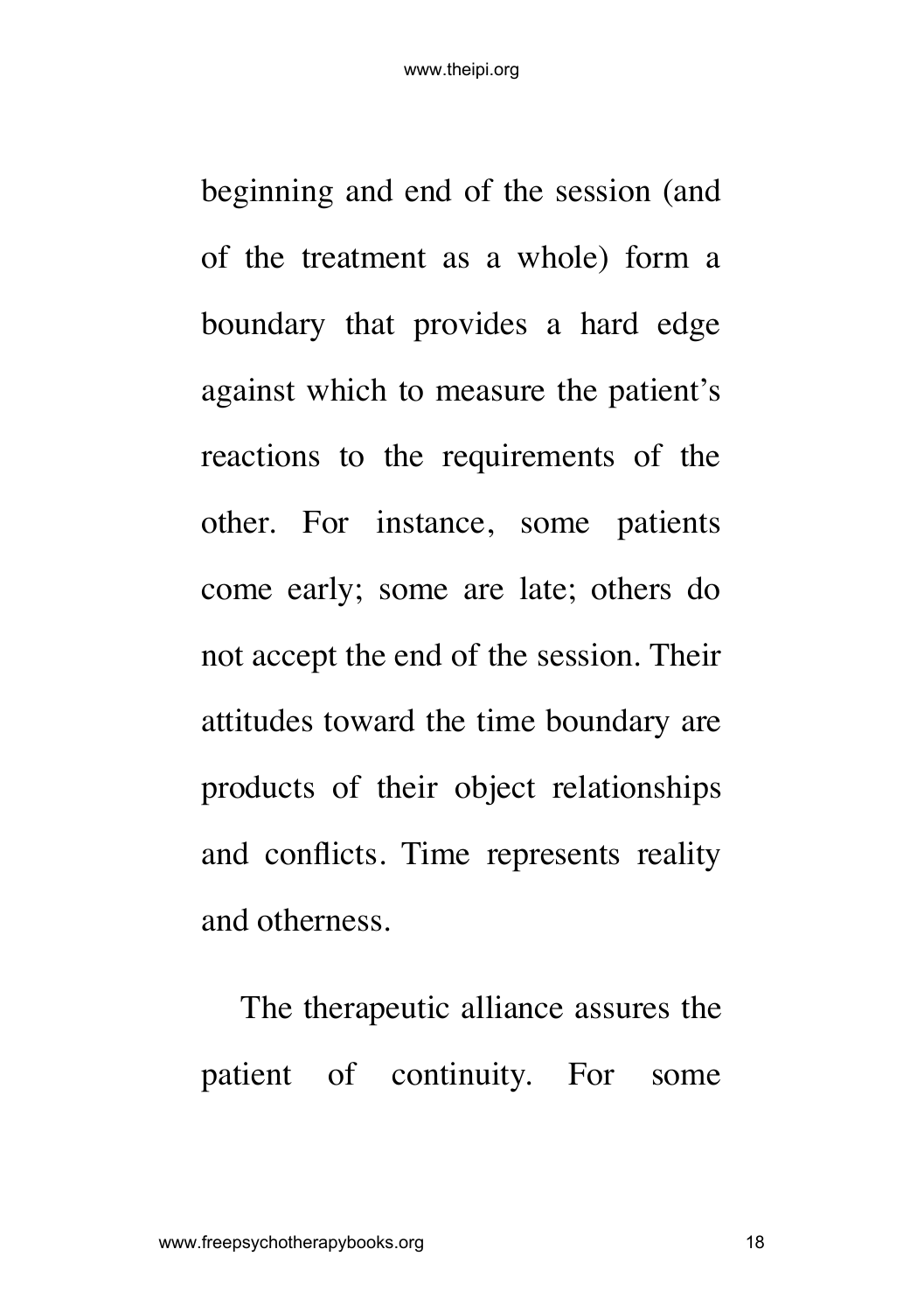beginning and end of the session (and of the treatment as a whole) form a boundary that provides a hard edge against which to measure the patient's reactions to the requirements of the other. For instance, some patients come early; some are late; others do not accept the end of the session. Their attitudes toward the time boundary are products of their object relationships and conflicts. Time represents reality and otherness.

The therapeutic alliance assures the patient of continuity. For some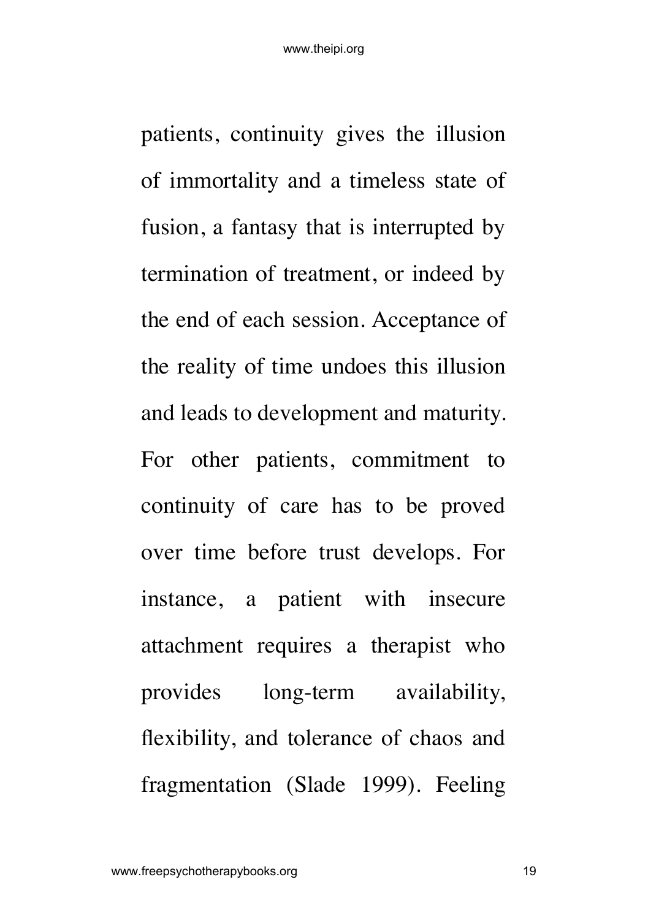patients, continuity gives the illusion of immortality and a timeless state of fusion, a fantasy that is interrupted by termination of treatment, or indeed by the end of each session. Acceptance of the reality of time undoes this illusion and leads to development and maturity. For other patients, commitment to continuity of care has to be proved over time before trust develops. For instance, a patient with insecure attachment requires a therapist who provides long-term availability, flexibility, and tolerance of chaos and fragmentation (Slade 1999). Feeling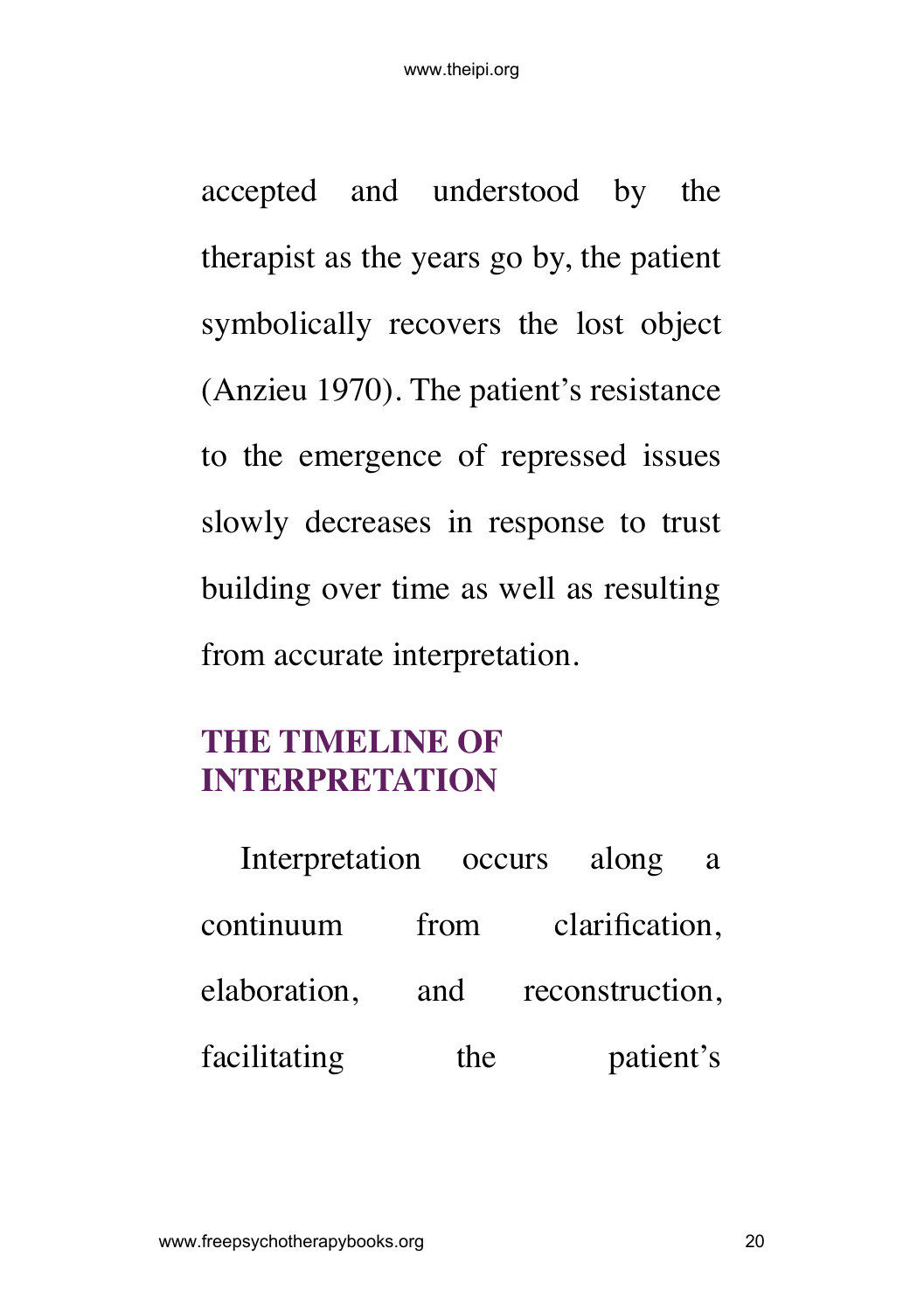accepted and understood by the therapist as the years go by, the patient symbolically recovers the lost object (Anzieu 1970). The patient's resistance to the emergence of repressed issues slowly decreases in response to trust building over time as well as resulting from accurate interpretation.

## THE TIMELINE OF INTERPRETATION

Interpretation occurs along a continuum from clarification, elaboration, and reconstruction, facilitating the patient's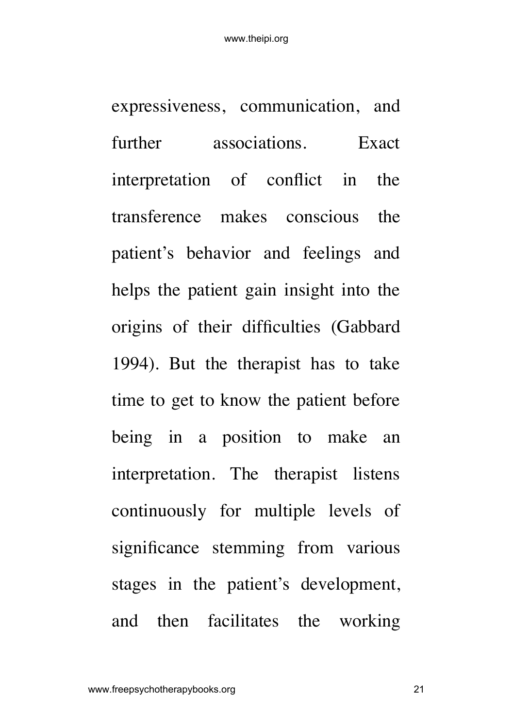expressiveness, communication, and further associations. Exact interpretation of conflict in the transference makes conscious the patient's behavior and feelings and helps the patient gain insight into the origins of their difficulties (Gabbard 1994). But the therapist has to take time to get to know the patient before being in a position to make an interpretation. The therapist listens continuously for multiple levels of significance stemming from various stages in the patient's development, and then facilitates the working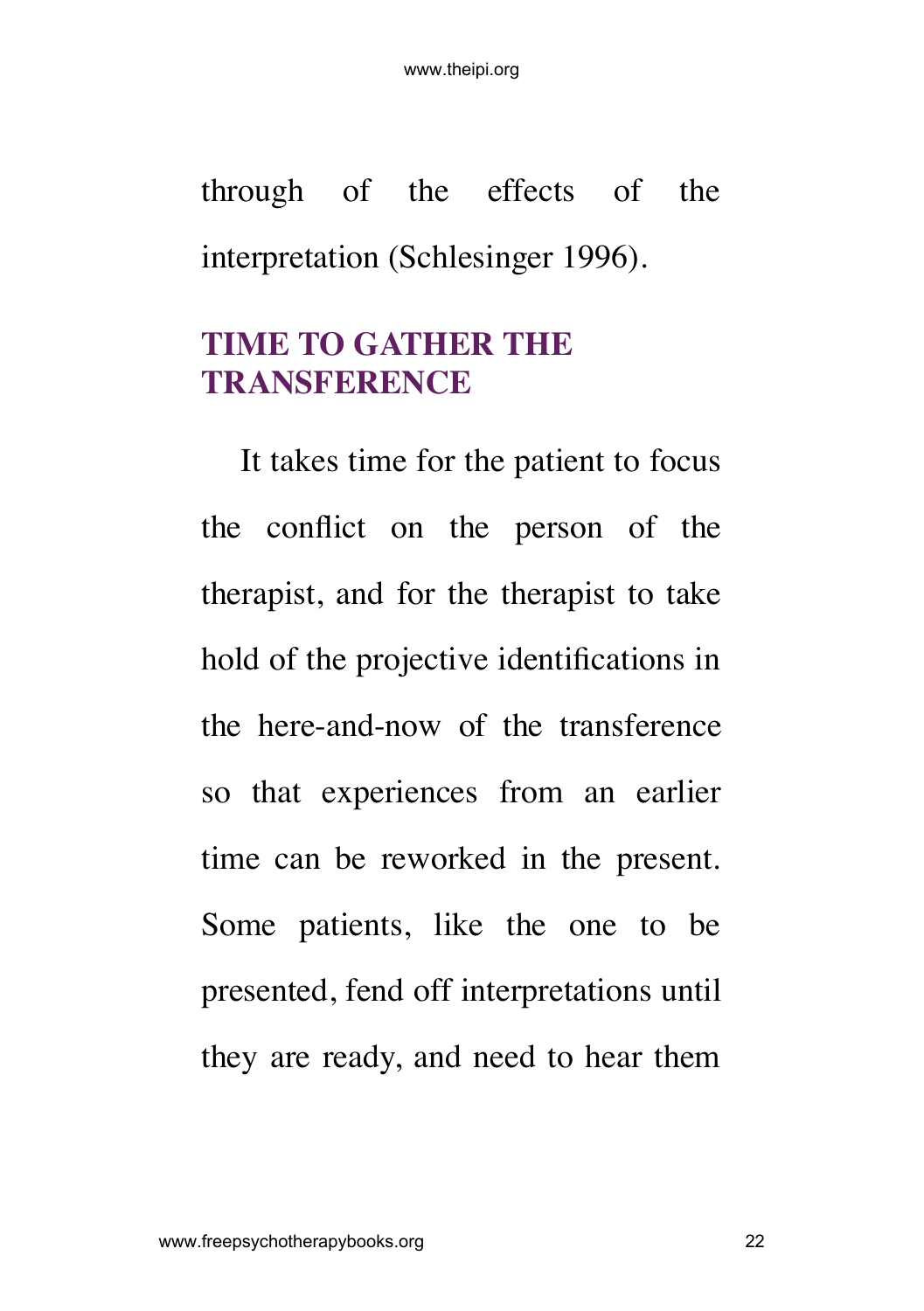through of the effects of the interpretation (Schlesinger 1996).

## TIME TO GATHER THE TRANSFERENCE

It takes time for the patient to focus the conflict on the person of the therapist, and for the therapist to take hold of the projective identifications in the here-and-now of the transference so that experiences from an earlier time can be reworked in the present. Some patients, like the one to be presented, fend off interpretations until they are ready, and need to hear them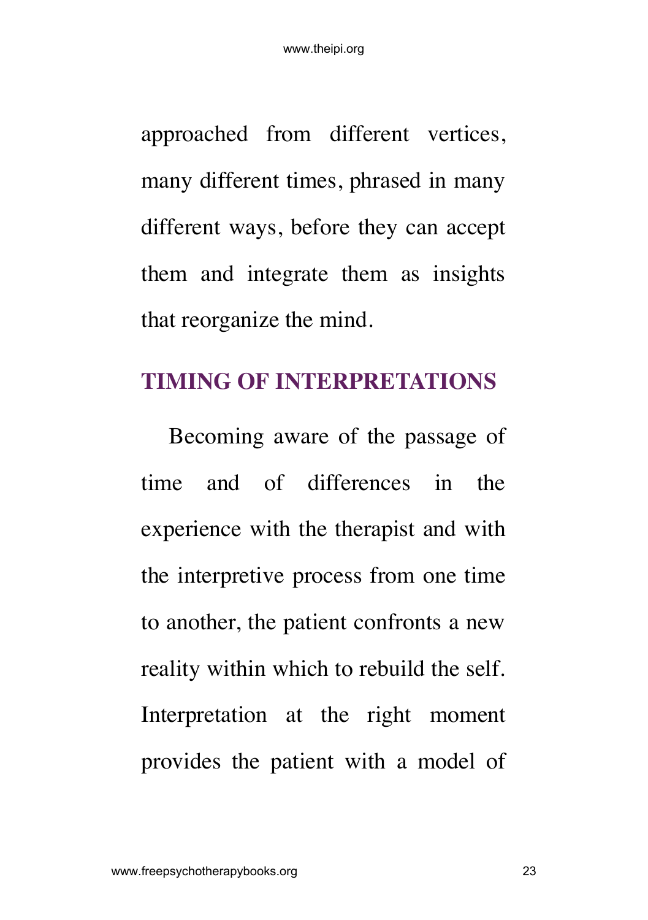approached from different vertices, many different times, phrased in many different ways, before they can accept them and integrate them as insights that reorganize the mind.

## TIMING OF INTERPRETATIONS

Becoming aware of the passage of time and of differences in the experience with the therapist and with the interpretive process from one time to another, the patient confronts a new reality within which to rebuild the self. Interpretation at the right moment provides the patient with a model of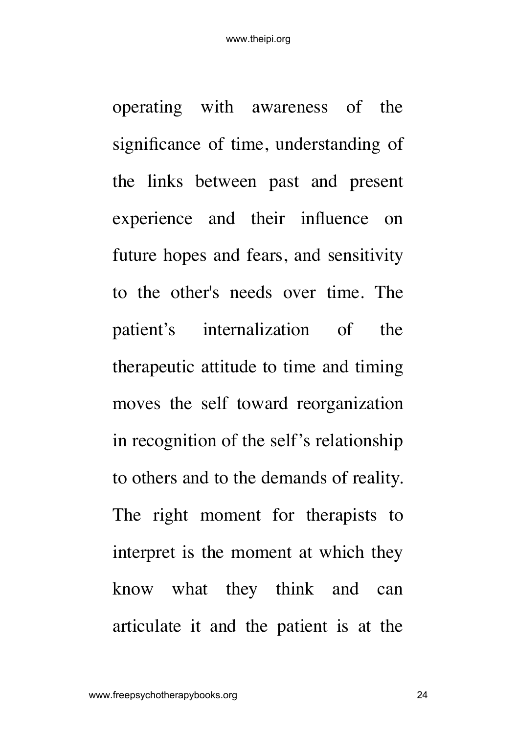operating with awareness of the significance of time, understanding of the links between past and present experience and their influence on future hopes and fears, and sensitivity to the other's needs over time. The patient's internalization of the therapeutic attitude to time and timing moves the self toward reorganization in recognition of the self's relationship to others and to the demands of reality. The right moment for therapists to interpret is the moment at which they know what they think and can articulate it and the patient is at the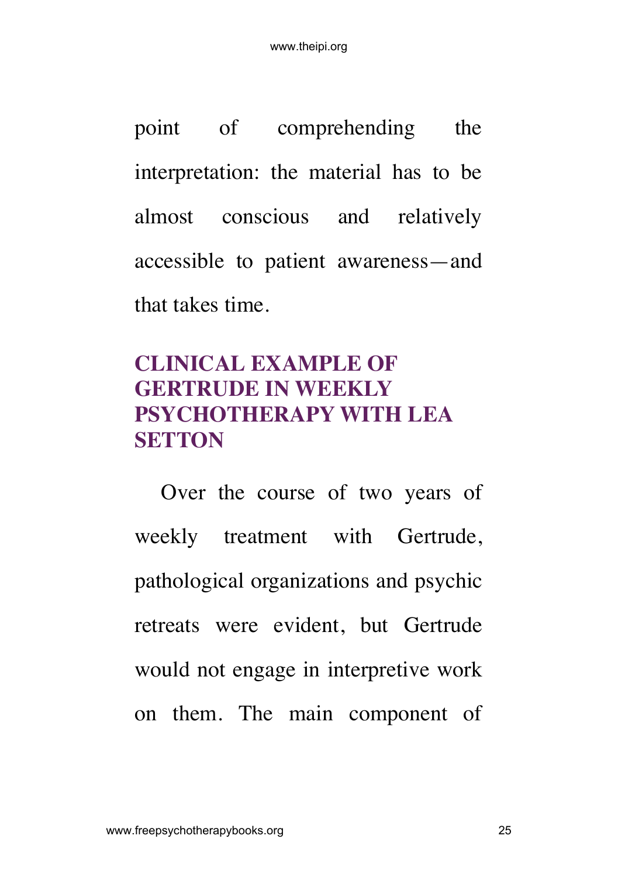point of comprehending the interpretation: the material has to be almost conscious and relatively accessible to patient awareness—and that takes time.

## CLINICAL EXAMPLE OF GERTRUDE IN WEEKLY PSYCHOTHERAPY WITH LEA SETTON

Over the course of two years of weekly treatment with Gertrude, pathological organizations and psychic retreats were evident, but Gertrude would not engage in interpretive work on them. The main component of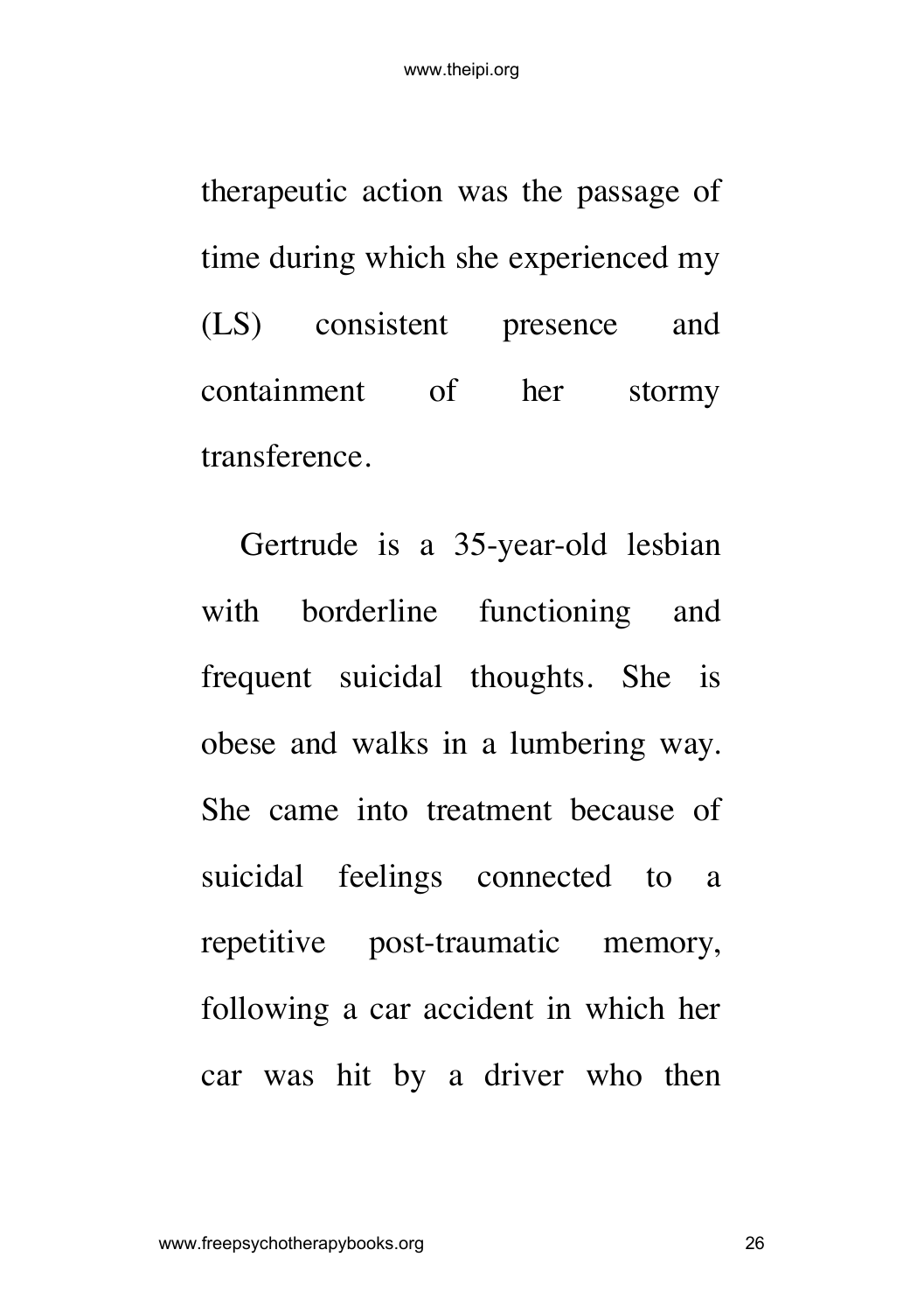therapeutic action was the passage of time during which she experienced my (LS) consistent presence and containment of her stormy transference.

Gertrude is a 35-year-old lesbian with borderline functioning and frequent suicidal thoughts. She is obese and walks in a lumbering way. She came into treatment because of suicidal feelings connected to a repetitive post-traumatic memory, following a car accident in which her car was hit by a driver who then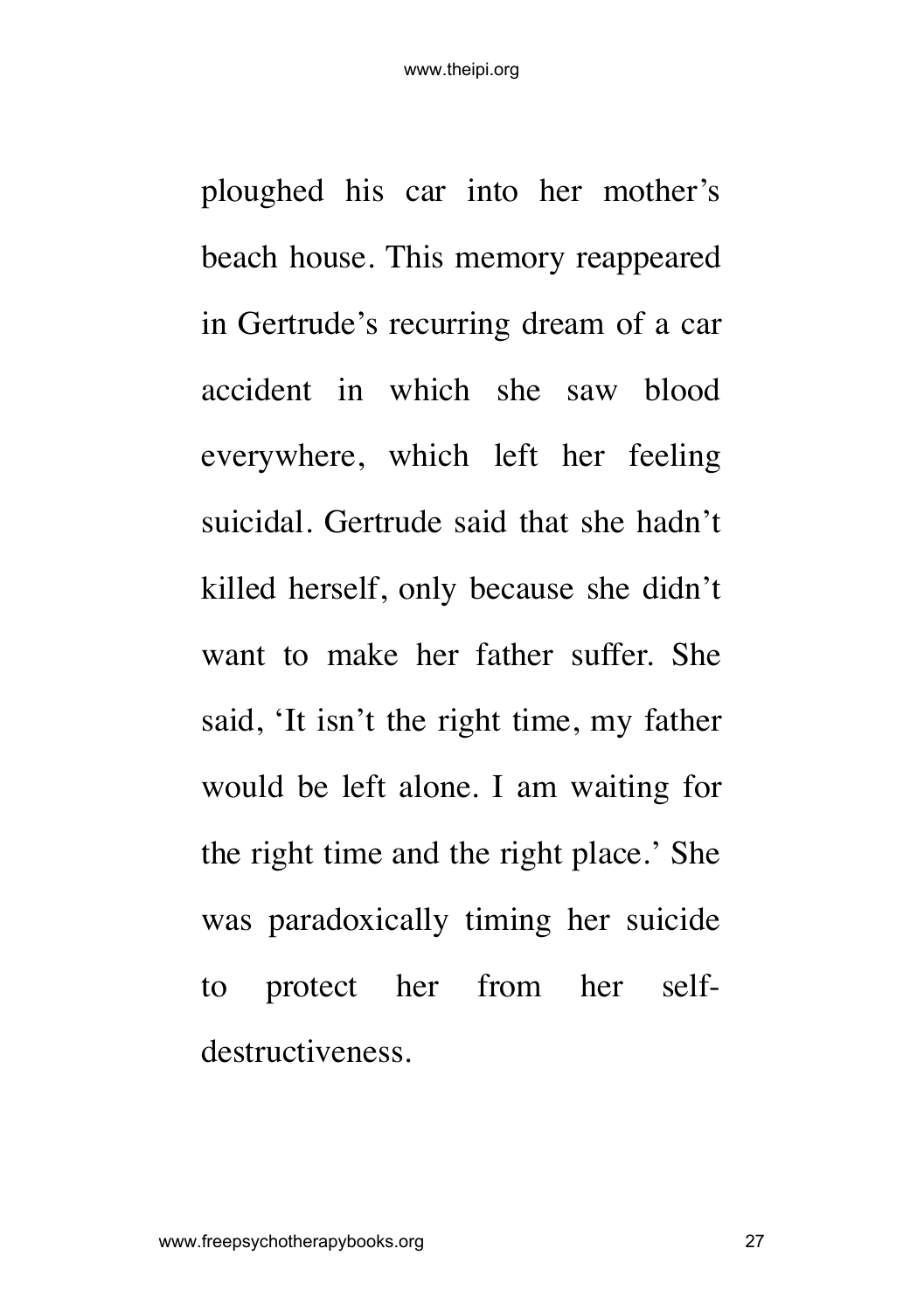ploughed his car into her mother's beach house. This memory reappeared in Gertrude's recurring dream of a car accident in which she saw blood everywhere, which left her feeling suicidal. Gertrude said that she hadn't killed herself, only because she didn't want to make her father suffer. She said, 'It isn't the right time, my father would be left alone. I am waiting for the right time and the right place.' She was paradoxically timing her suicide to protect her from her self-destructiveness.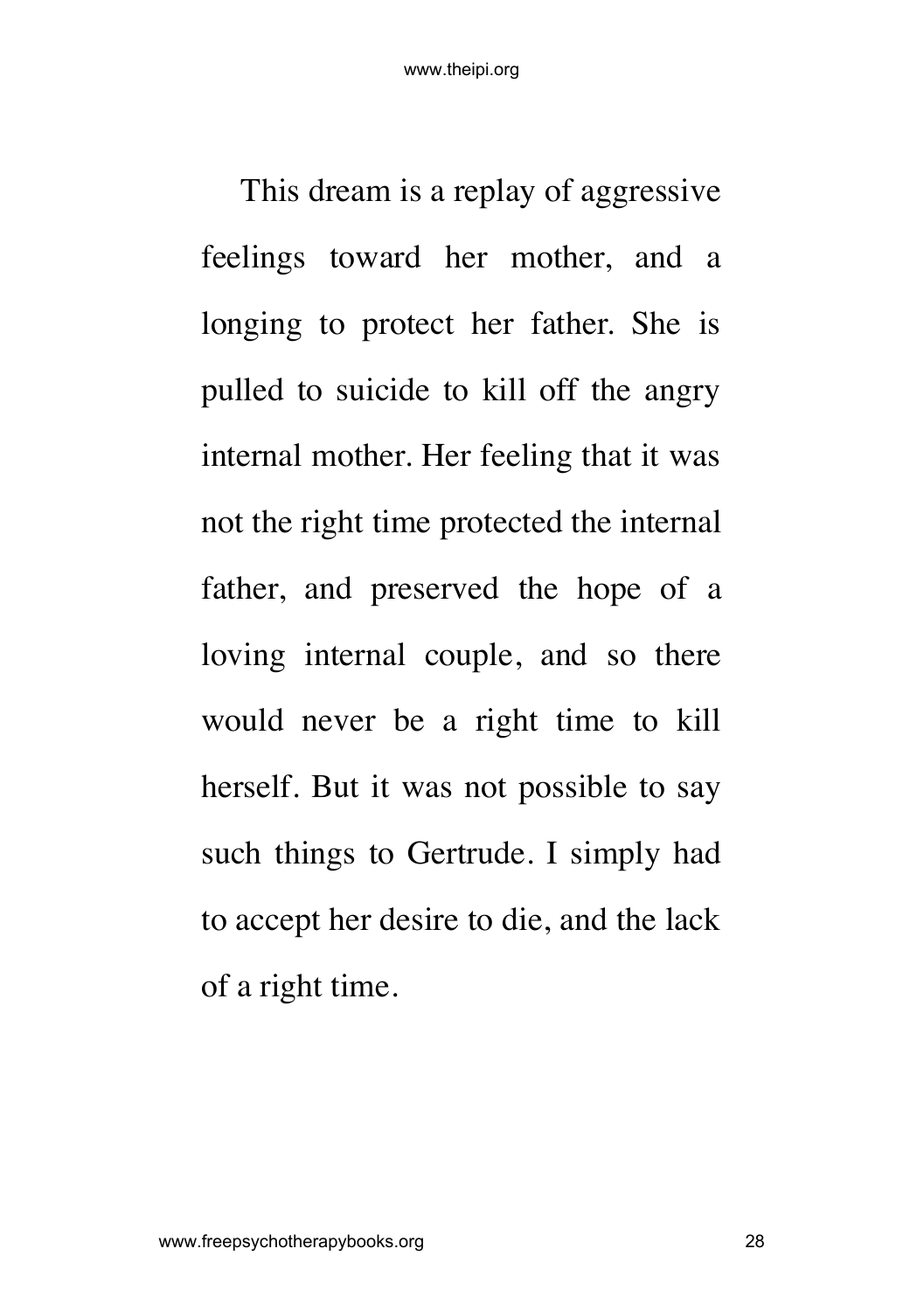This dream is a replay of aggressive feelings toward her mother, and a longing to protect her father. She is pulled to suicide to kill off the angry internal mother. Her feeling that it was not the right time protected the internal father, and preserved the hope of a loving internal couple, and so there would never be a right time to kill herself. But it was not possible to say such things to Gertrude. I simply had to accept her desire to die, and the lack of a right time.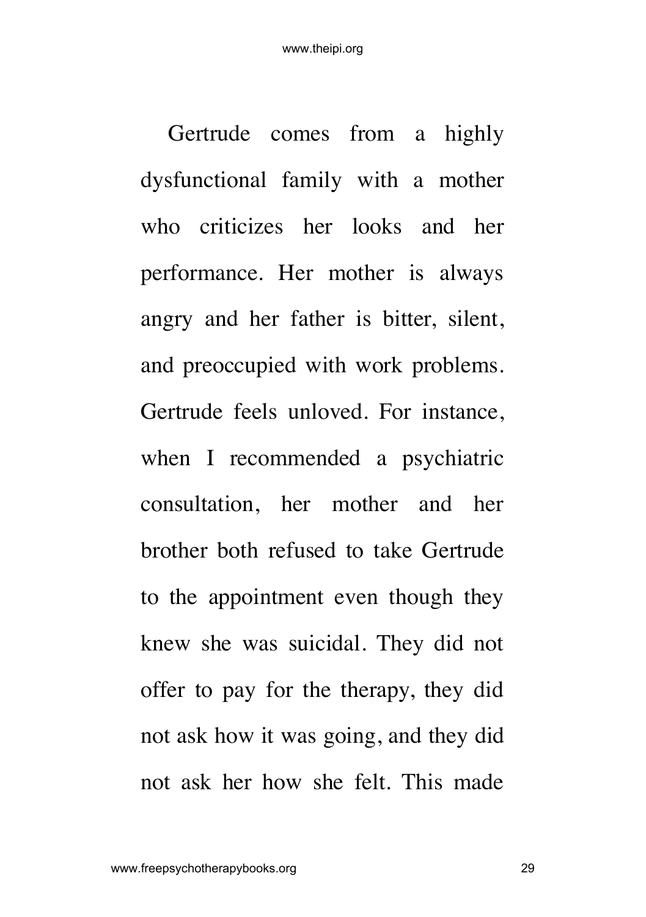Gertrude comes from a highly dysfunctional family with a mother who criticizes her looks and her performance. Her mother is always angry and her father is bitter, silent, and preoccupied with work problems. Gertrude feels unloved. For instance, when I recommended a psychiatric consultation, her mother and her brother both refused to take Gertrude to the appointment even though they knew she was suicidal. They did not offer to pay for the therapy, they did not ask how it was going, and they did not ask her how she felt. This made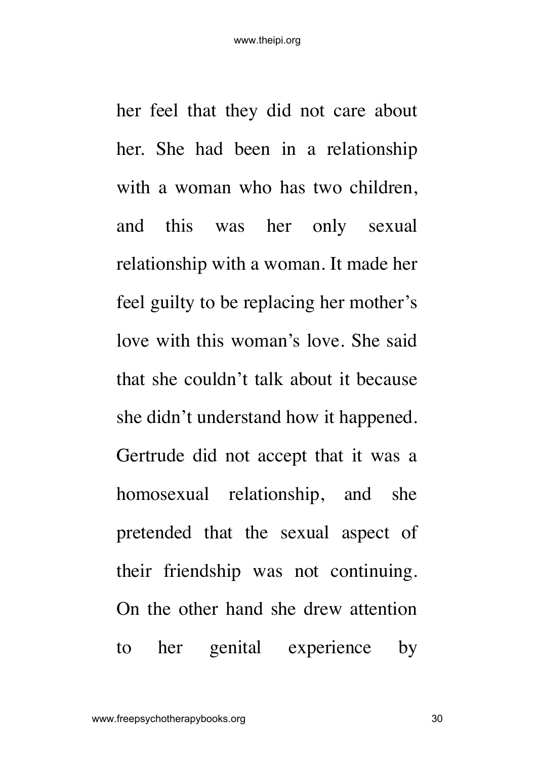her feel that they did not care about her. She had been in a relationship with a woman who has two children, and this was her only sexual relationship with a woman. It made her feel guilty to be replacing her mother's love with this woman's love. She said that she couldn't talk about it because she didn't understand how it happened. Gertrude did not accept that it was a homosexual relationship, and she pretended that the sexual aspect of their friendship was not continuing. On the other hand she drew attention to her genital experience by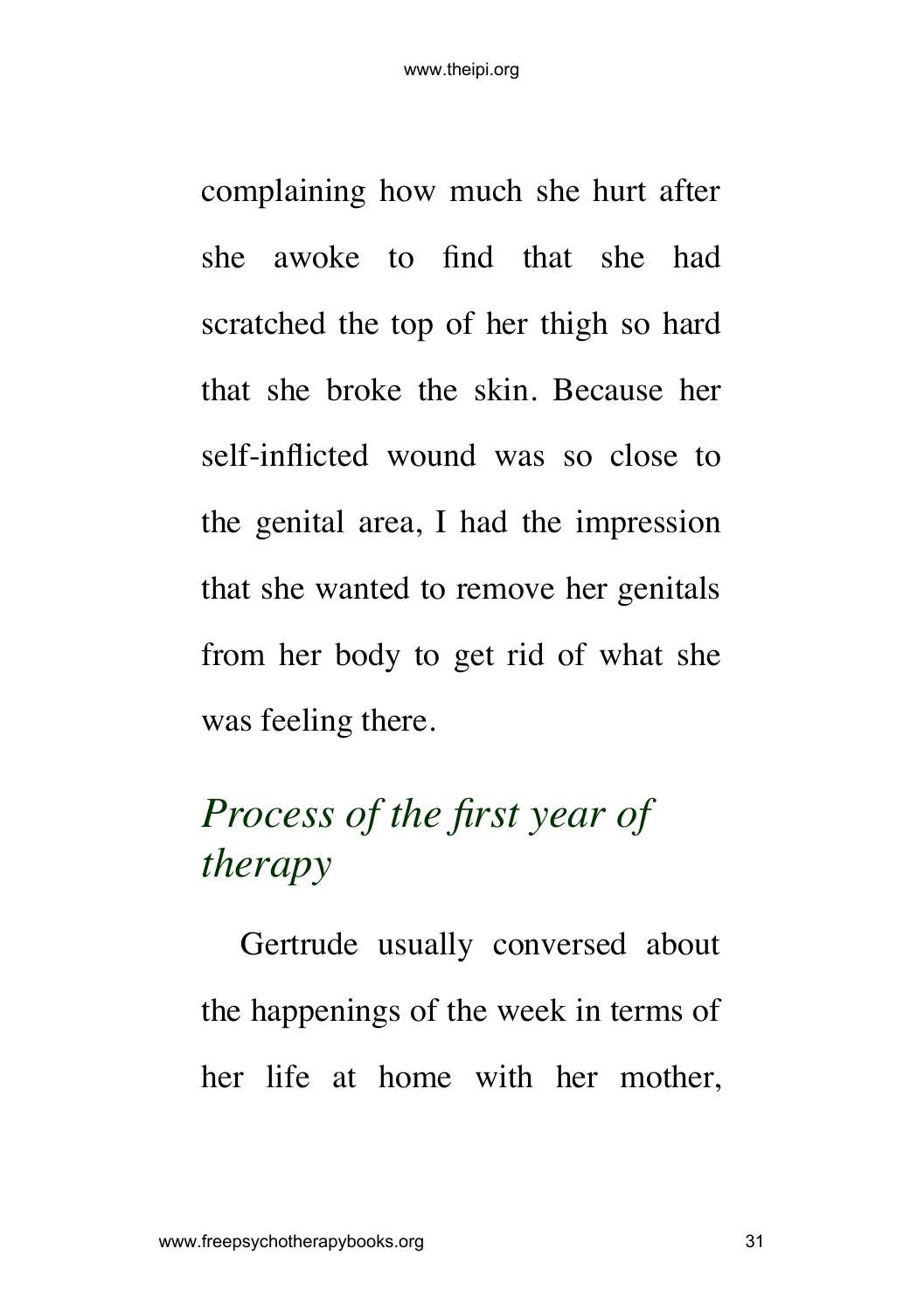complaining how much she hurt after she awoke to find that she had scratched the top of her thigh so hard that she broke the skin. Because her self-inflicted wound was so close to the genital area, I had the impression that she wanted to remove her genitals from her body to get rid of what she was feeling there.

## *Process of the first year of therapy*

Gertrude usually conversed about the happenings of the week in terms of her life at home with her mother,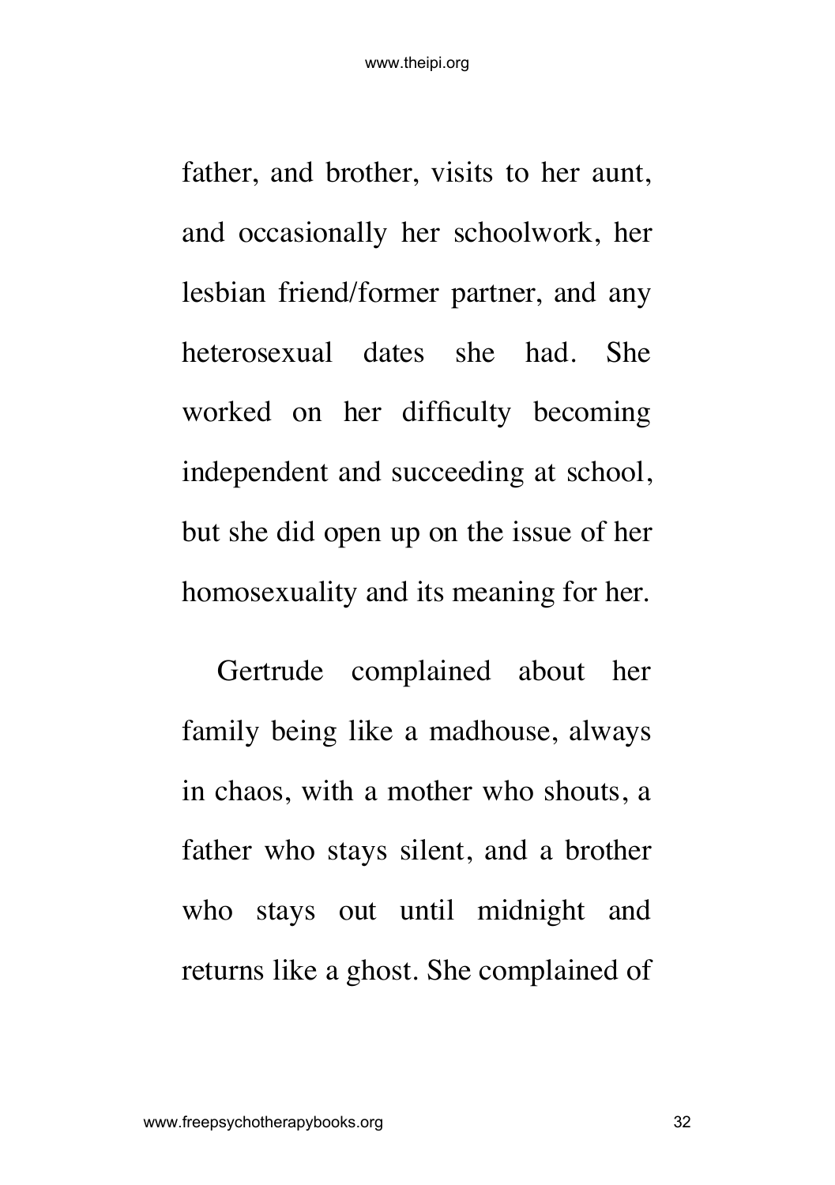father, and brother, visits to her aunt, and occasionally her schoolwork, her lesbian friend/former partner, and any heterosexual dates she had. She worked on her difficulty becoming independent and succeeding at school, but she did open up on the issue of her homosexuality and its meaning for her.

Gertrude complained about her family being like a madhouse, always in chaos, with a mother who shouts, a father who stays silent, and a brother who stays out until midnight and returns like a ghost. She complained of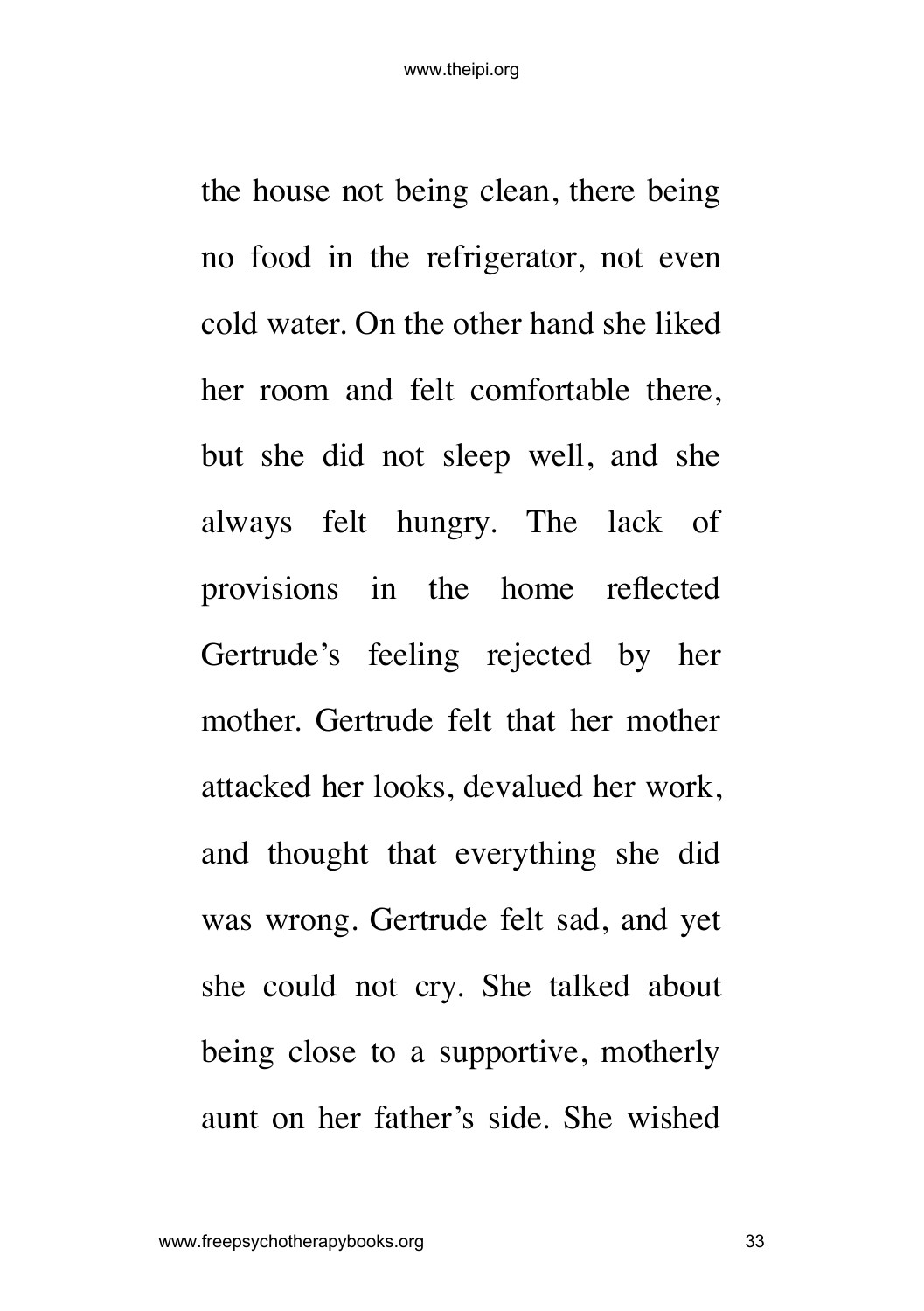the house not being clean, there being no food in the refrigerator, not even cold water. On the other hand she liked her room and felt comfortable there, but she did not sleep well, and she always felt hungry. The lack of provisions in the home reflected Gertrude's feeling rejected by her mother. Gertrude felt that her mother attacked her looks, devalued her work, and thought that everything she did was wrong. Gertrude felt sad, and yet she could not cry. She talked about being close to a supportive, motherly aunt on her father's side. She wished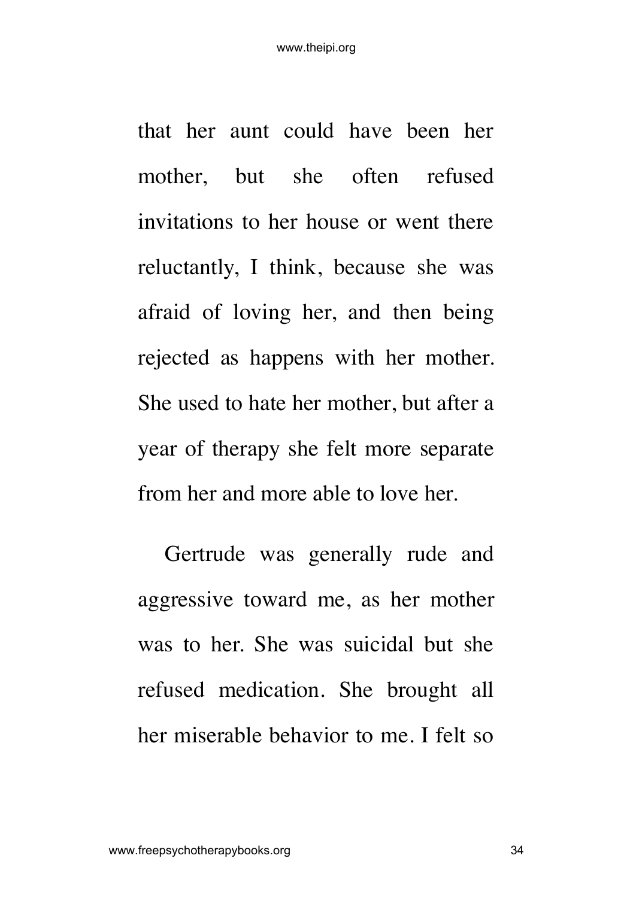that her aunt could have been her mother, but she often refused invitations to her house or went there reluctantly, I think, because she was afraid of loving her, and then being rejected as happens with her mother. She used to hate her mother, but after a year of therapy she felt more separate from her and more able to love her.

Gertrude was generally rude and aggressive toward me, as her mother was to her. She was suicidal but she refused medication. She brought all her miserable behavior to me. I felt so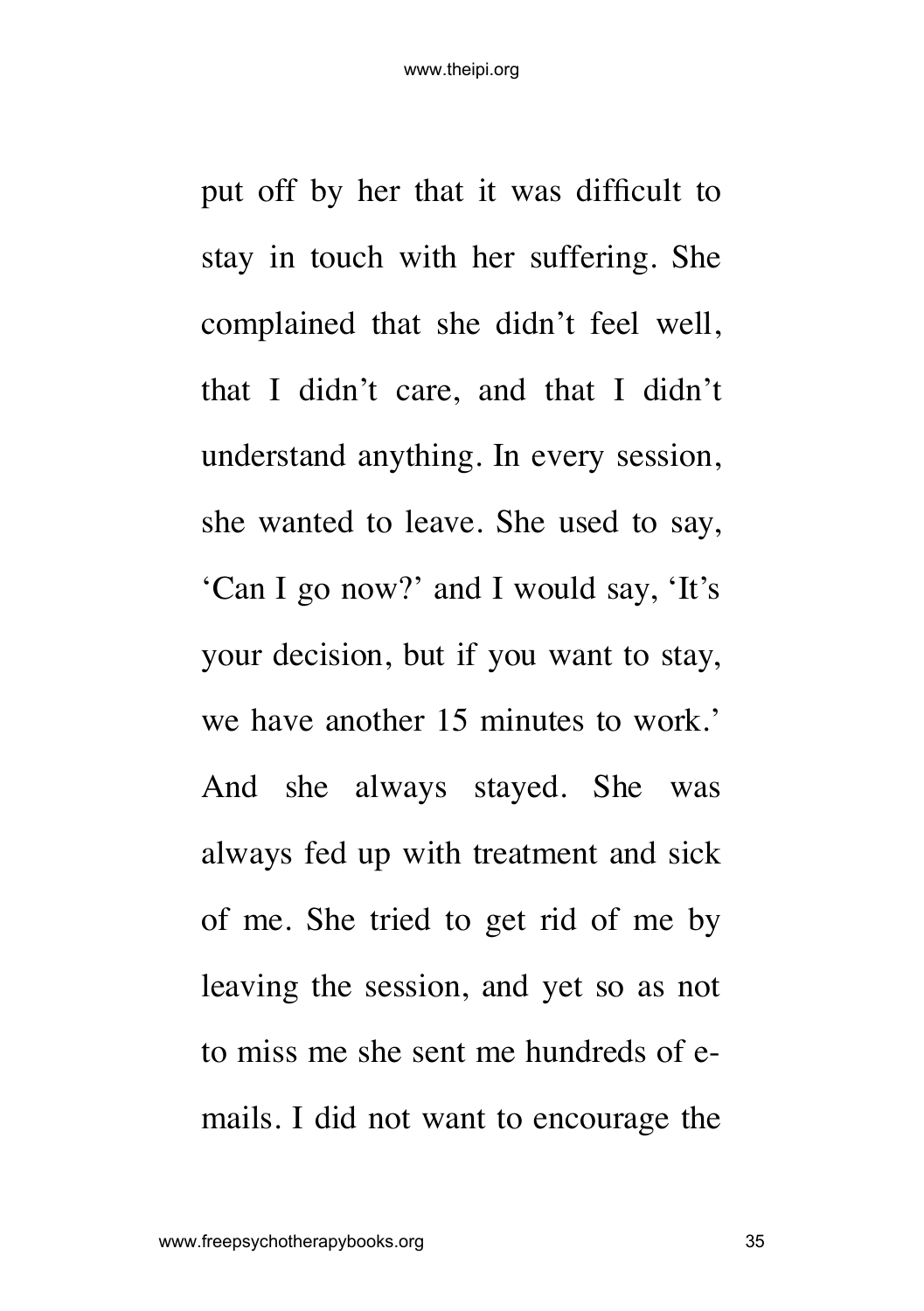put off by her that it was difficult to stay in touch with her suffering. She complained that she didn't feel well, that I didn't care, and that I didn't understand anything. In every session, she wanted to leave. She used to say, 'Can I go now?' and I would say, 'It's your decision, but if you want to stay, we have another 15 minutes to work.' And she always stayed. She was always fed up with treatment and sick of me. She tried to get rid of me by leaving the session, and yet so as not to miss me she sent me hundreds of e-mails. I did not want to encourage the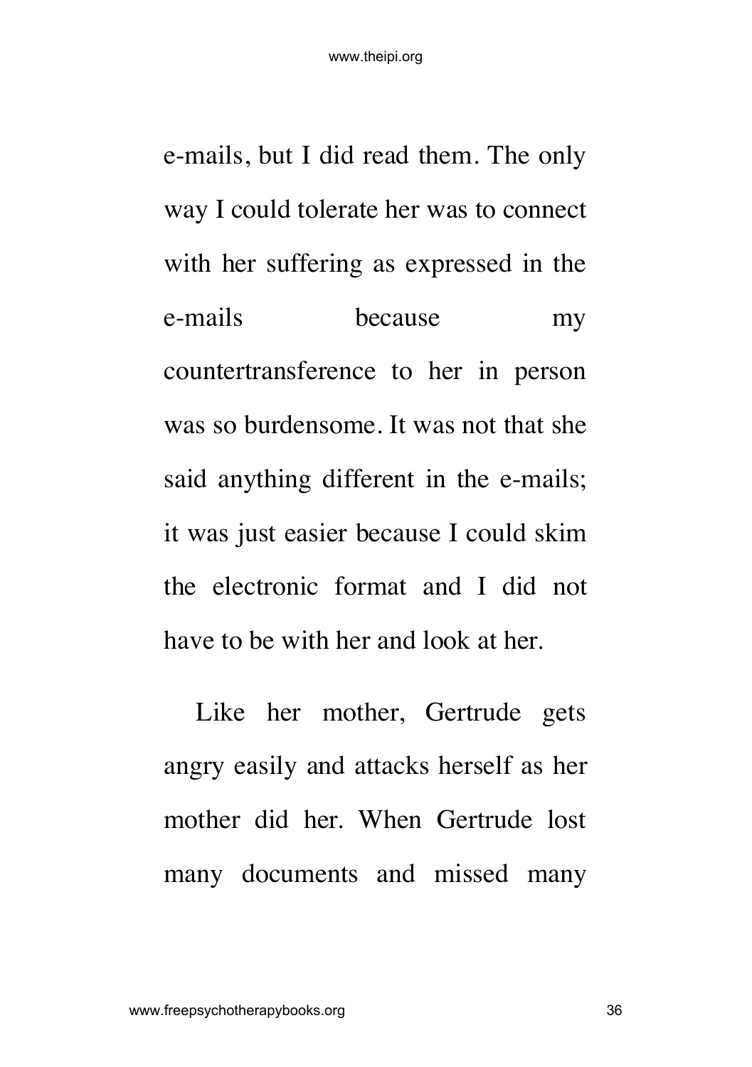e-mails, but I did read them. The only way I could tolerate her was to connect with her suffering as expressed in the e-mails because my countertransference to her in person was so burdensome. It was not that she said anything different in the e-mails; it was just easier because I could skim the electronic format and I did not have to be with her and look at her.

Like her mother, Gertrude gets angry easily and attacks herself as her mother did her. When Gertrude lost many documents and missed many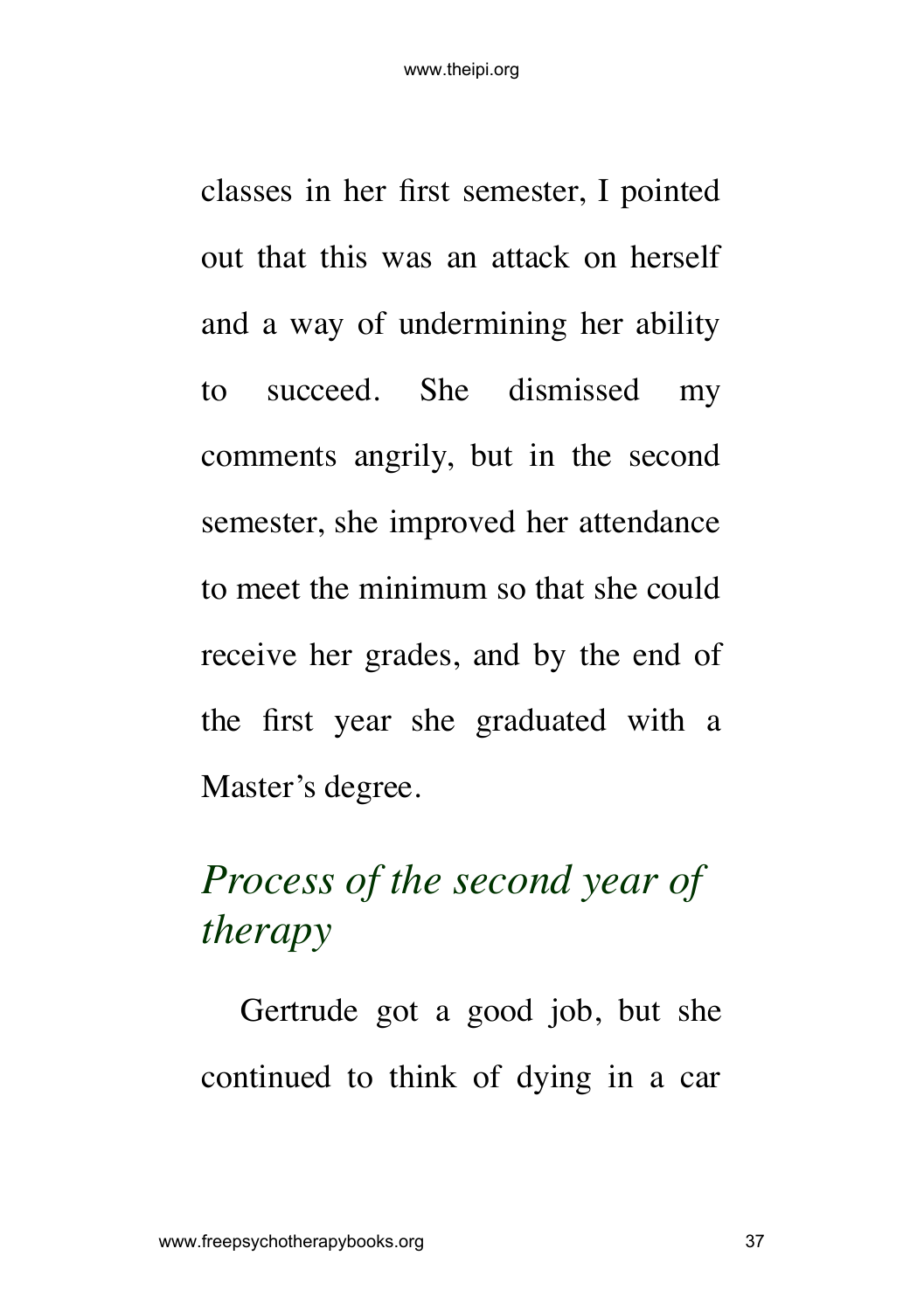classes in her first semester, I pointed out that this was an attack on herself and a way of undermining her ability to succeed. She dismissed my comments angrily, but in the second semester, she improved her attendance to meet the minimum so that she could receive her grades, and by the end of the first year she graduated with a Master's degree.

## *Process of the second year of therapy*

Gertrude got a good job, but she continued to think of dying in a car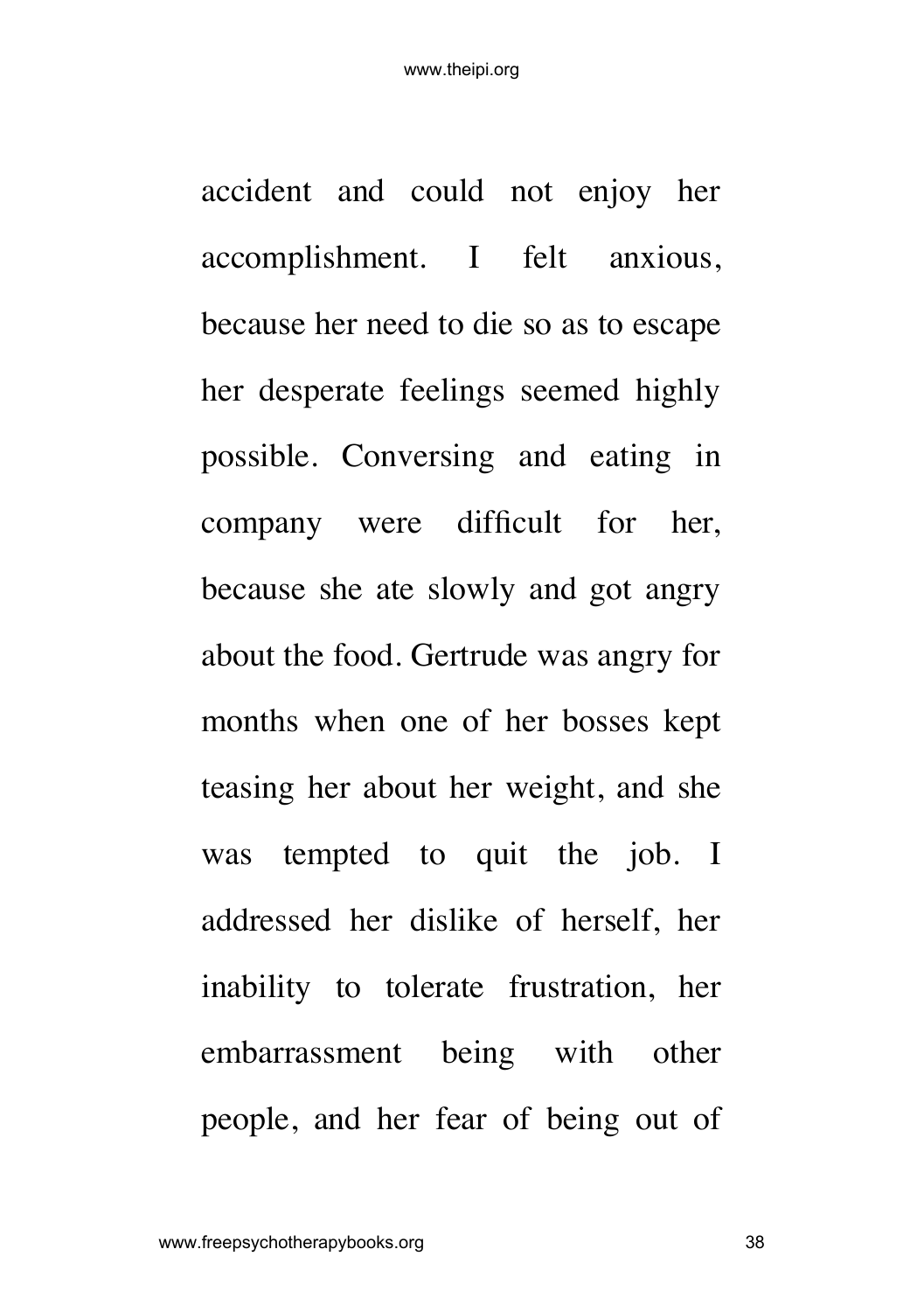accident and could not enjoy her accomplishment. I felt anxious, because her need to die so as to escape her desperate feelings seemed highly possible. Conversing and eating in company were difficult for her, because she ate slowly and got angry about the food. Gertrude was angry for months when one of her bosses kept teasing her about her weight, and she was tempted to quit the job. I addressed her dislike of herself, her inability to tolerate frustration, her embarrassment being with other people, and her fear of being out of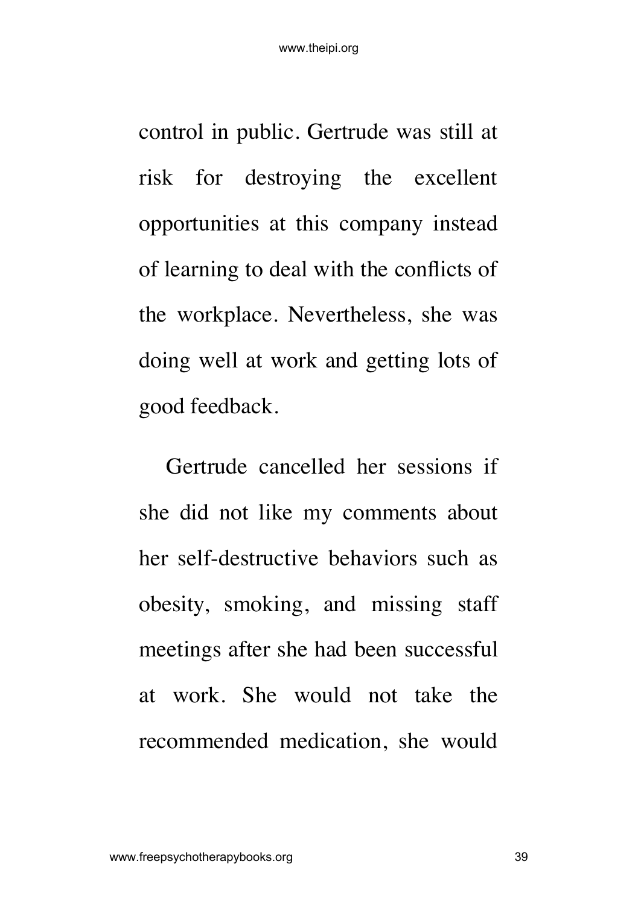control in public. Gertrude was still at risk for destroying the excellent opportunities at this company instead of learning to deal with the conflicts of the workplace. Nevertheless, she was doing well at work and getting lots of good feedback.

Gertrude cancelled her sessions if she did not like my comments about her self-destructive behaviors such as obesity, smoking, and missing staff meetings after she had been successful at work. She would not take the recommended medication, she would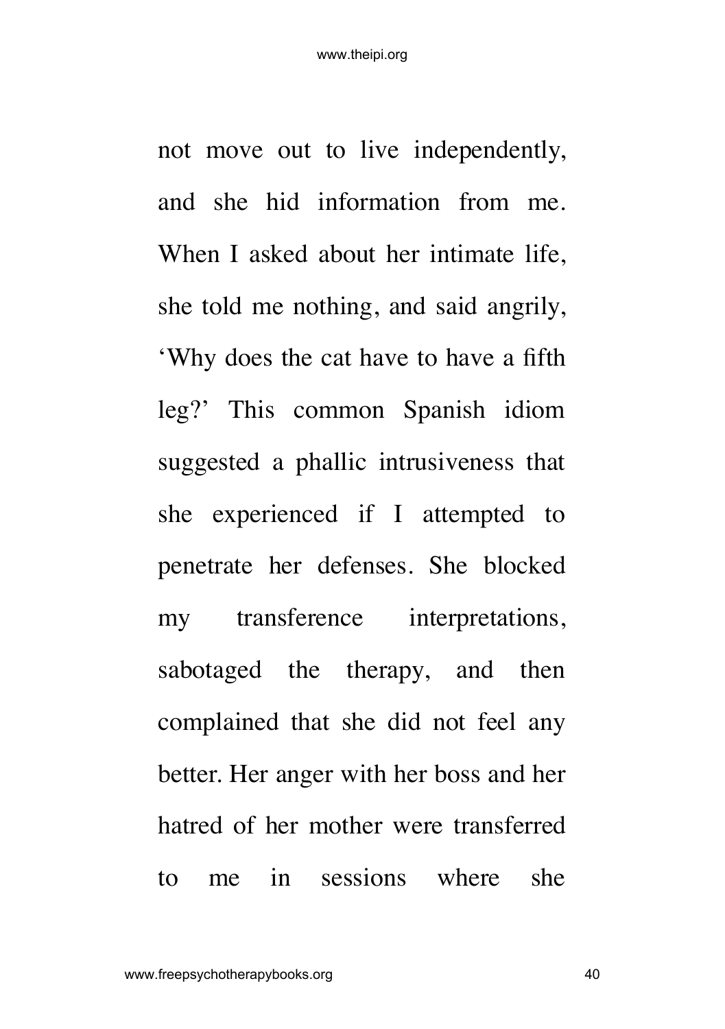not move out to live independently, and she hid information from me. When I asked about her intimate life, she told me nothing, and said angrily, 'Why does the cat have to have a fifth leg?' This common Spanish idiom suggested a phallic intrusiveness that she experienced if I attempted to penetrate her defenses. She blocked my transference interpretations, sabotaged the therapy, and then complained that she did not feel any better. Her anger with her boss and her hatred of her mother were transferred to me in sessions where she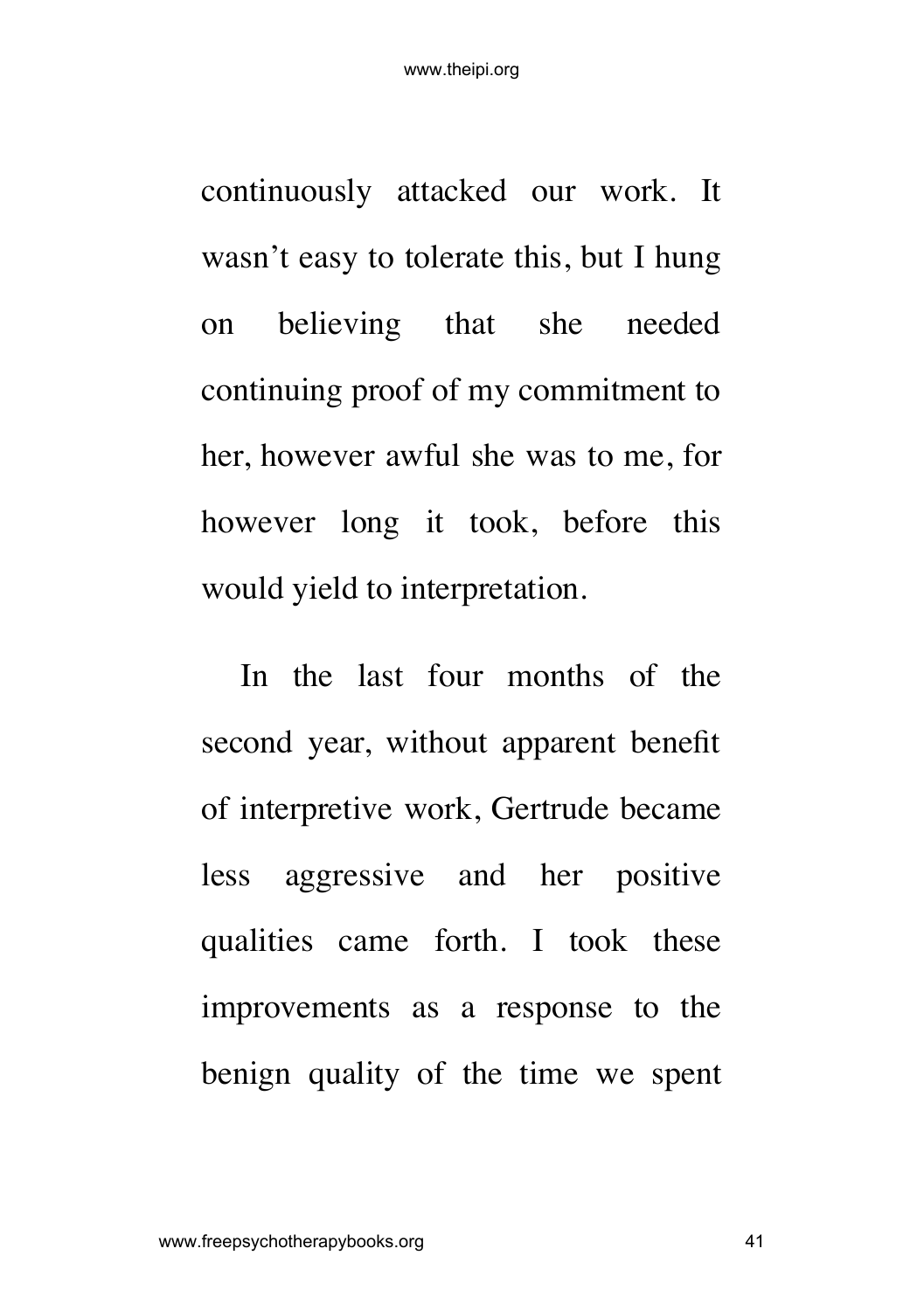continuously attacked our work. It wasn't easy to tolerate this, but I hung on believing that she needed continuing proof of my commitment to her, however awful she was to me, for however long it took, before this would yield to interpretation.

In the last four months of the second year, without apparent benefit of interpretive work, Gertrude became less aggressive and her positive qualities came forth. I took these improvements as a response to the benign quality of the time we spent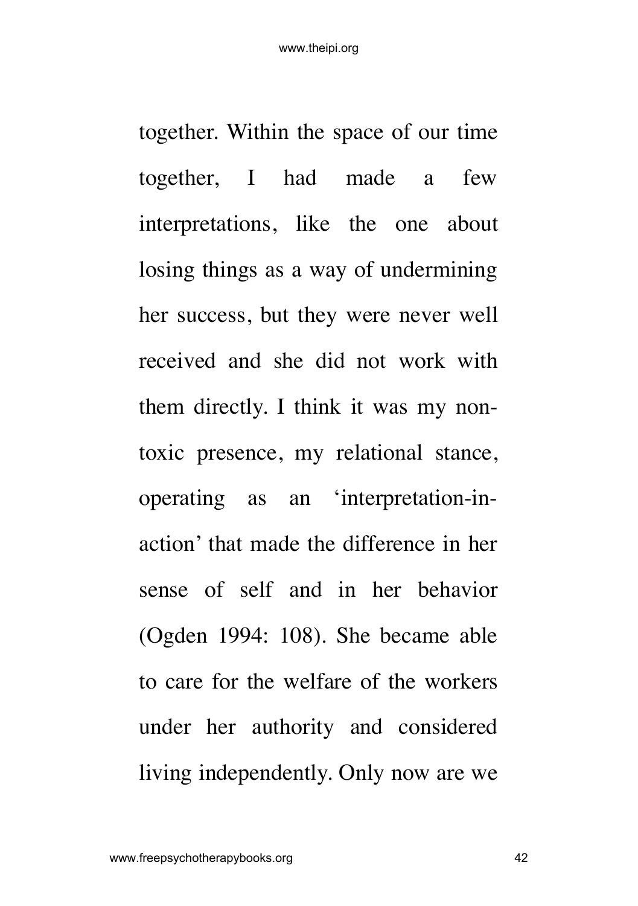together. Within the space of our time together, I had made a few interpretations, like the one about losing things as a way of undermining her success, but they were never well received and she did not work with them directly. I think it was my non-toxic presence, my relational stance, operating as an 'interpretation-in-action' that made the difference in her sense of self and in her behavior (Ogden 1994: 108). She became able to care for the welfare of the workers under her authority and considered living independently. Only now are we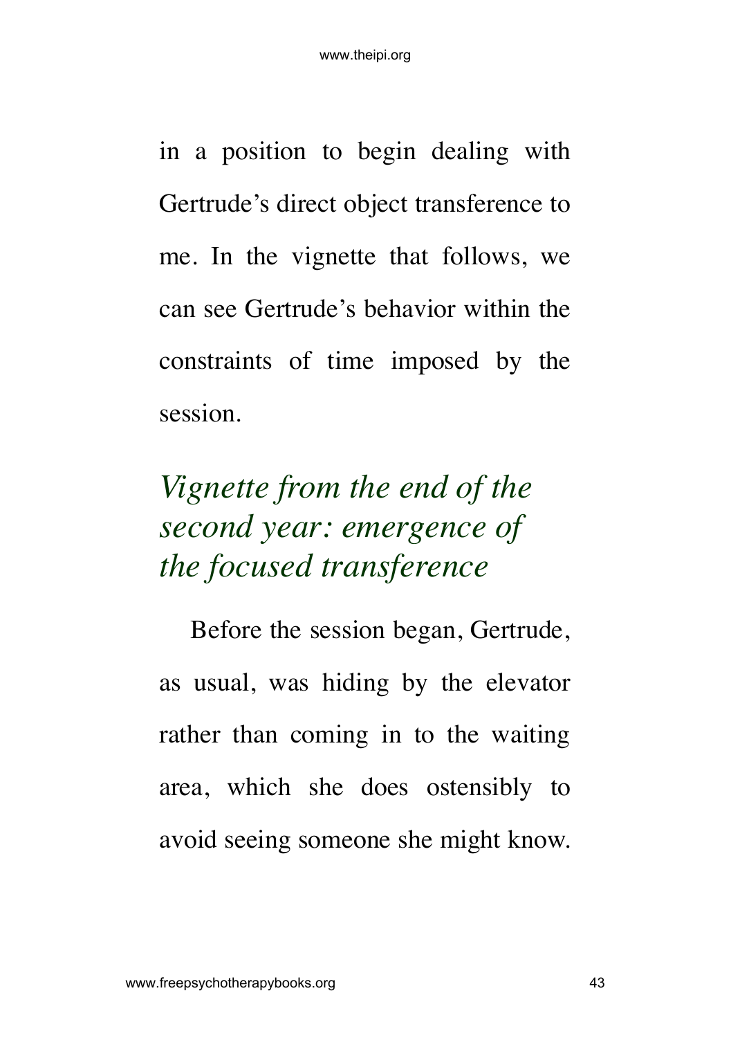in a position to begin dealing with Gertrude's direct object transference to me. In the vignette that follows, we can see Gertrude's behavior within the constraints of time imposed by the session.

## *Vignette from the end of the second year: emergence of the focused transference*

Before the session began, Gertrude, as usual, was hiding by the elevator rather than coming in to the waiting area, which she does ostensibly to avoid seeing someone she might know.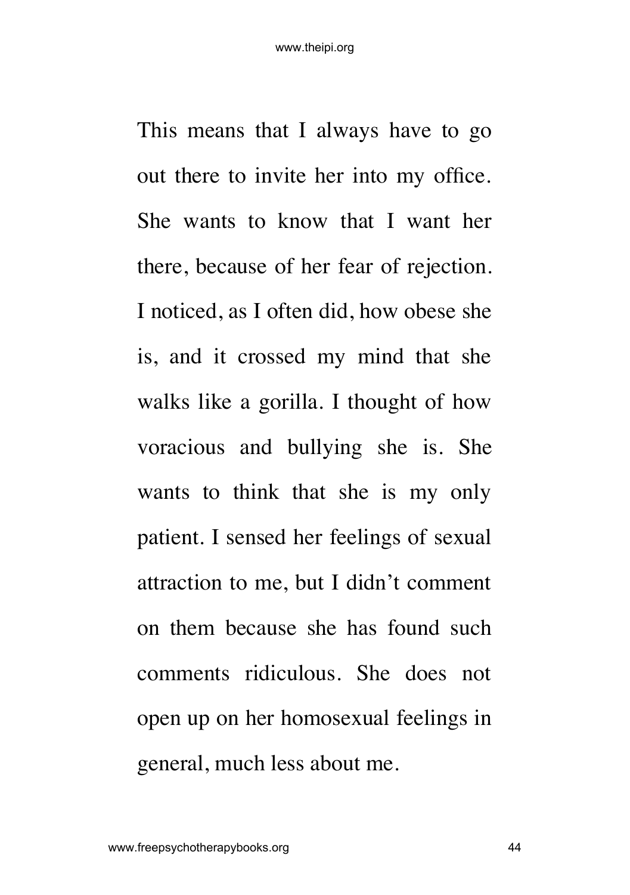This means that I always have to go out there to invite her into my office. She wants to know that I want her there, because of her fear of rejection. I noticed, as I often did, how obese she is, and it crossed my mind that she walks like a gorilla. I thought of how voracious and bullying she is. She wants to think that she is my only patient. I sensed her feelings of sexual attraction to me, but I didn't comment on them because she has found such comments ridiculous. She does not open up on her homosexual feelings in general, much less about me.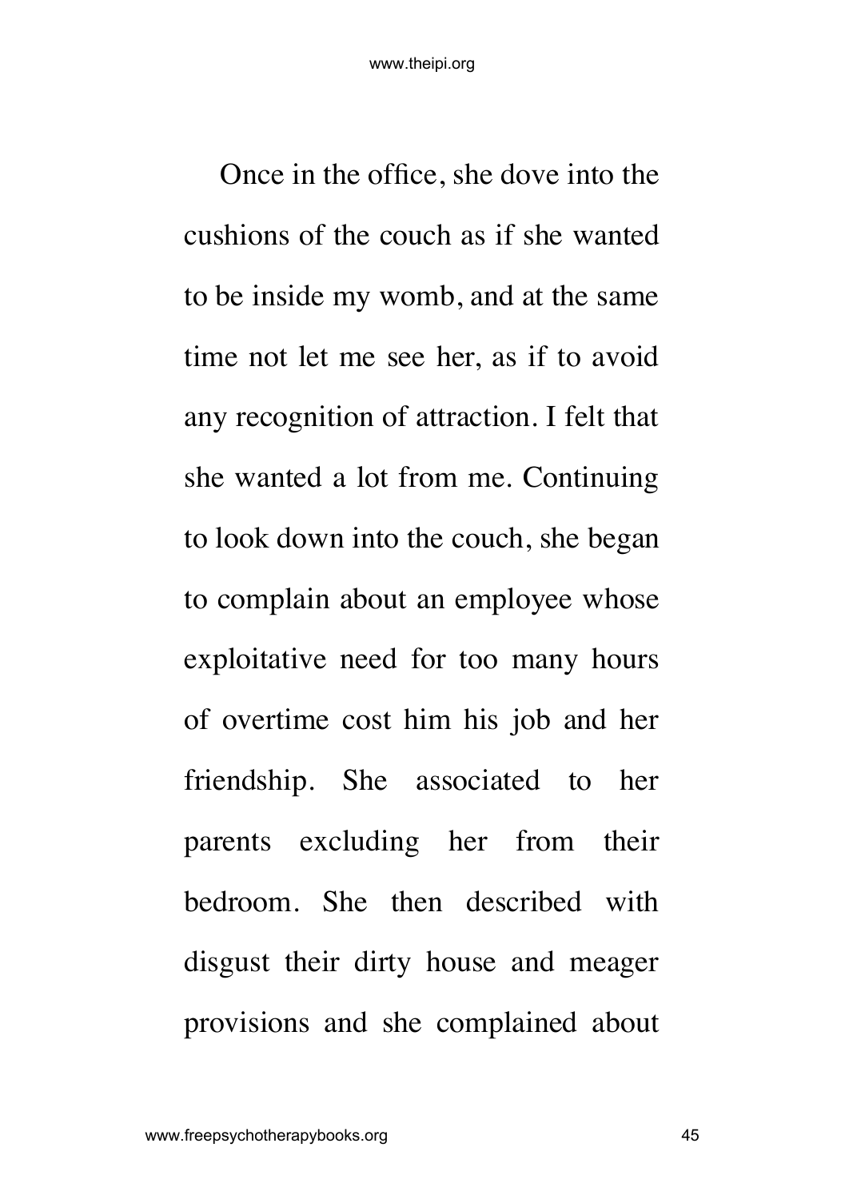Once in the office, she dove into the cushions of the couch as if she wanted to be inside my womb, and at the same time not let me see her, as if to avoid any recognition of attraction. I felt that she wanted a lot from me. Continuing to look down into the couch, she began to complain about an employee whose exploitative need for too many hours of overtime cost him his job and her friendship. She associated to her parents excluding her from their bedroom. She then described with disgust their dirty house and meager provisions and she complained about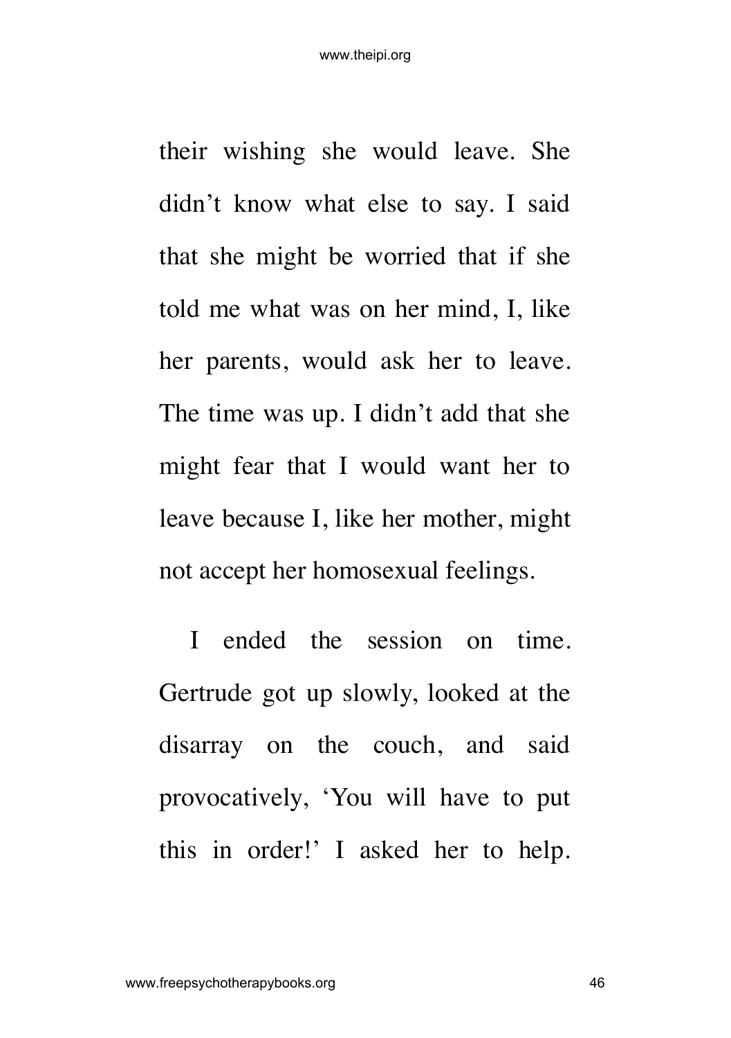their wishing she would leave. She didn't know what else to say. I said that she might be worried that if she told me what was on her mind, I, like her parents, would ask her to leave. The time was up. I didn't add that she might fear that I would want her to leave because I, like her mother, might not accept her homosexual feelings.

I ended the session on time. Gertrude got up slowly, looked at the disarray on the couch, and said provocatively, 'You will have to put this in order!' I asked her to help.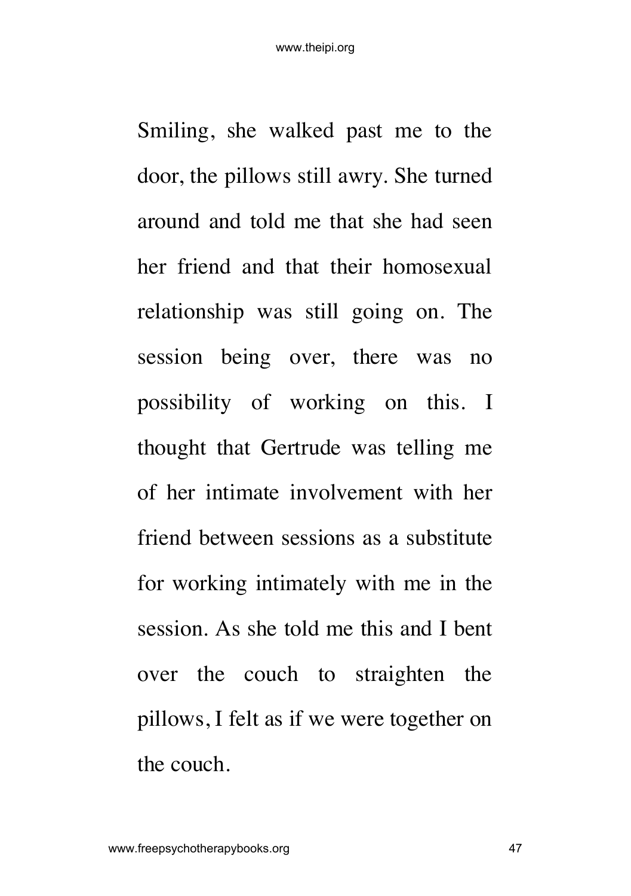Smiling, she walked past me to the door, the pillows still awry. She turned around and told me that she had seen her friend and that their homosexual relationship was still going on. The session being over, there was no possibility of working on this. I thought that Gertrude was telling me of her intimate involvement with her friend between sessions as a substitute for working intimately with me in the session. As she told me this and I bent over the couch to straighten the pillows, I felt as if we were together on the couch.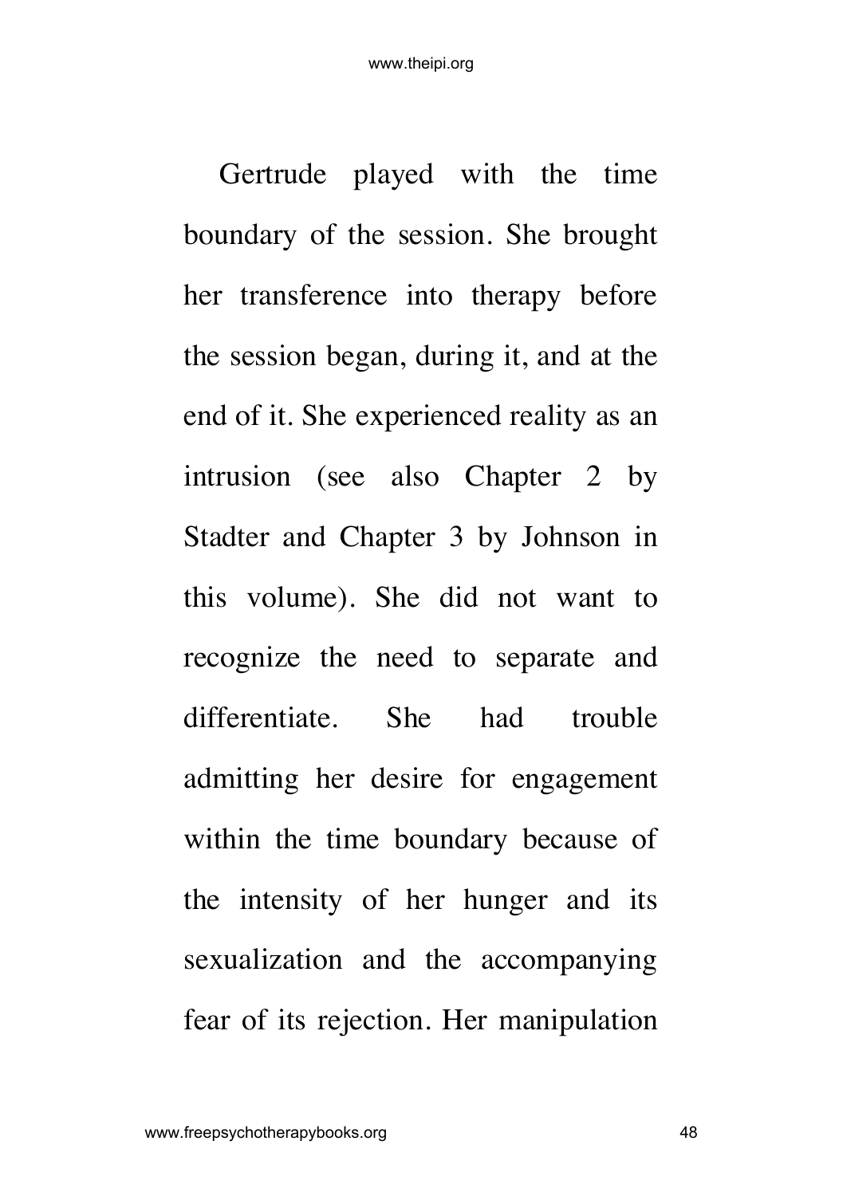Gertrude played with the time boundary of the session. She brought her transference into therapy before the session began, during it, and at the end of it. She experienced reality as an intrusion (see also Chapter 2 by Stadter and Chapter 3 by Johnson in this volume). She did not want to recognize the need to separate and differentiate. She had trouble admitting her desire for engagement within the time boundary because of the intensity of her hunger and its sexualization and the accompanying fear of its rejection. Her manipulation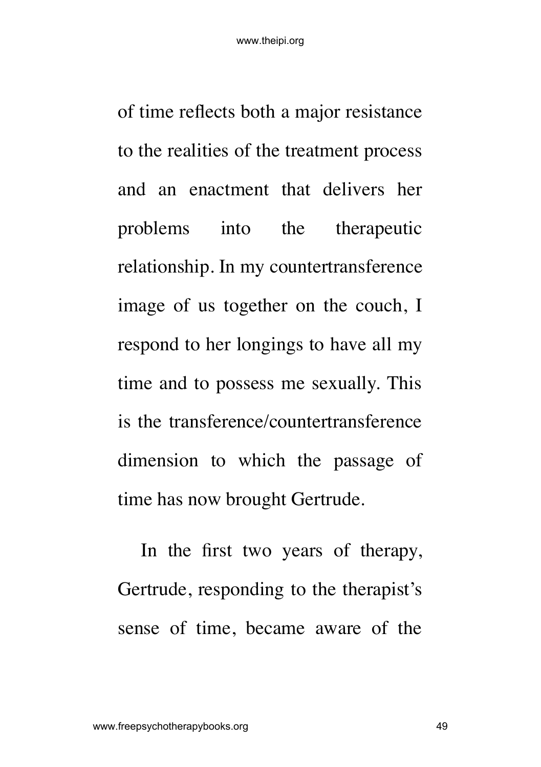of time reflects both a major resistance to the realities of the treatment process and an enactment that delivers her problems into the therapeutic relationship. In my countertransference image of us together on the couch, I respond to her longings to have all my time and to possess me sexually. This is the transference/countertransference dimension to which the passage of time has now brought Gertrude.

In the first two years of therapy, Gertrude, responding to the therapist's sense of time, became aware of the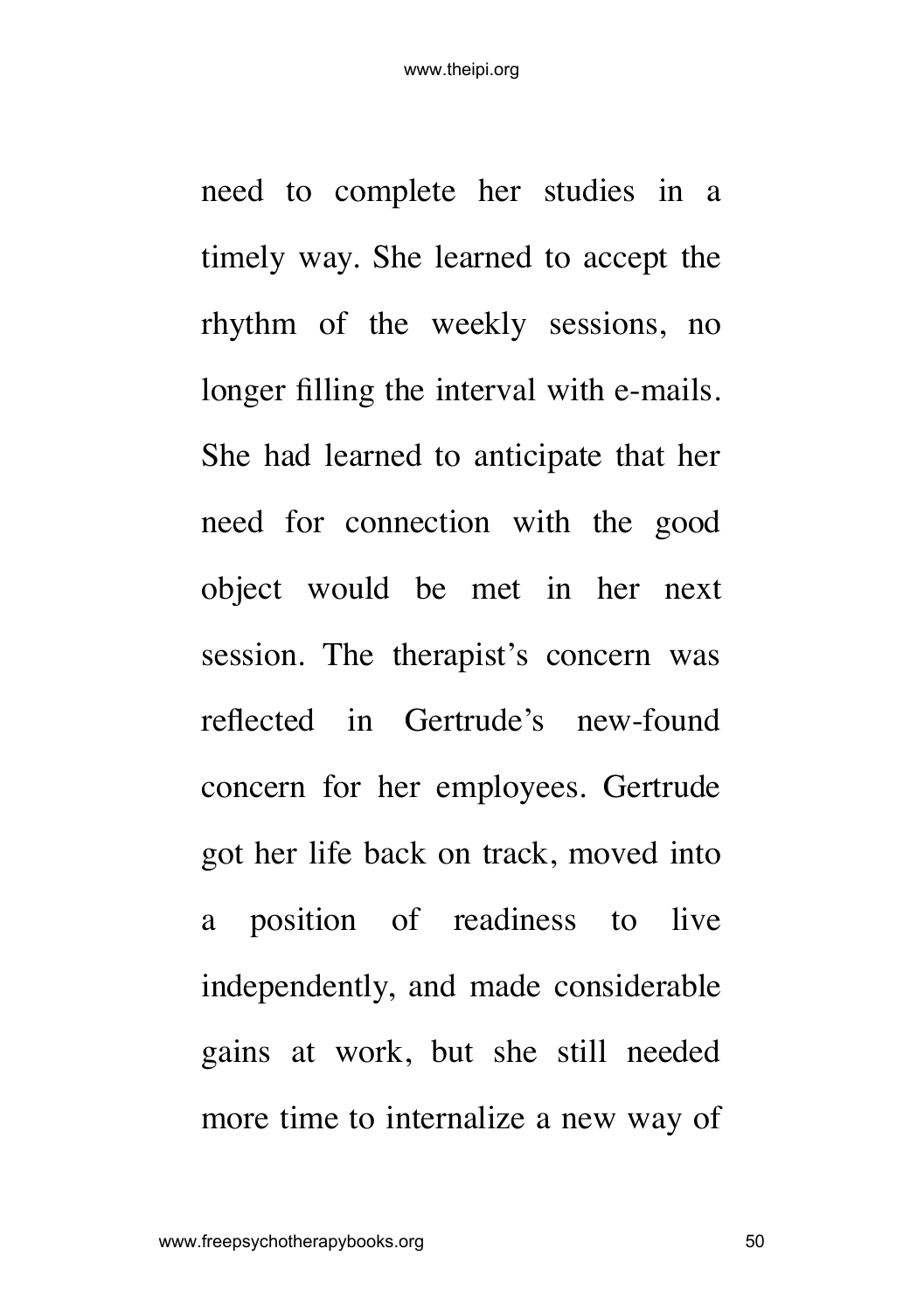need to complete her studies in a timely way. She learned to accept the rhythm of the weekly sessions, no longer filling the interval with e-mails. She had learned to anticipate that her need for connection with the good object would be met in her next session. The therapist's concern was reflected in Gertrude's new-found concern for her employees. Gertrude got her life back on track, moved into a position of readiness to live independently, and made considerable gains at work, but she still needed more time to internalize a new way of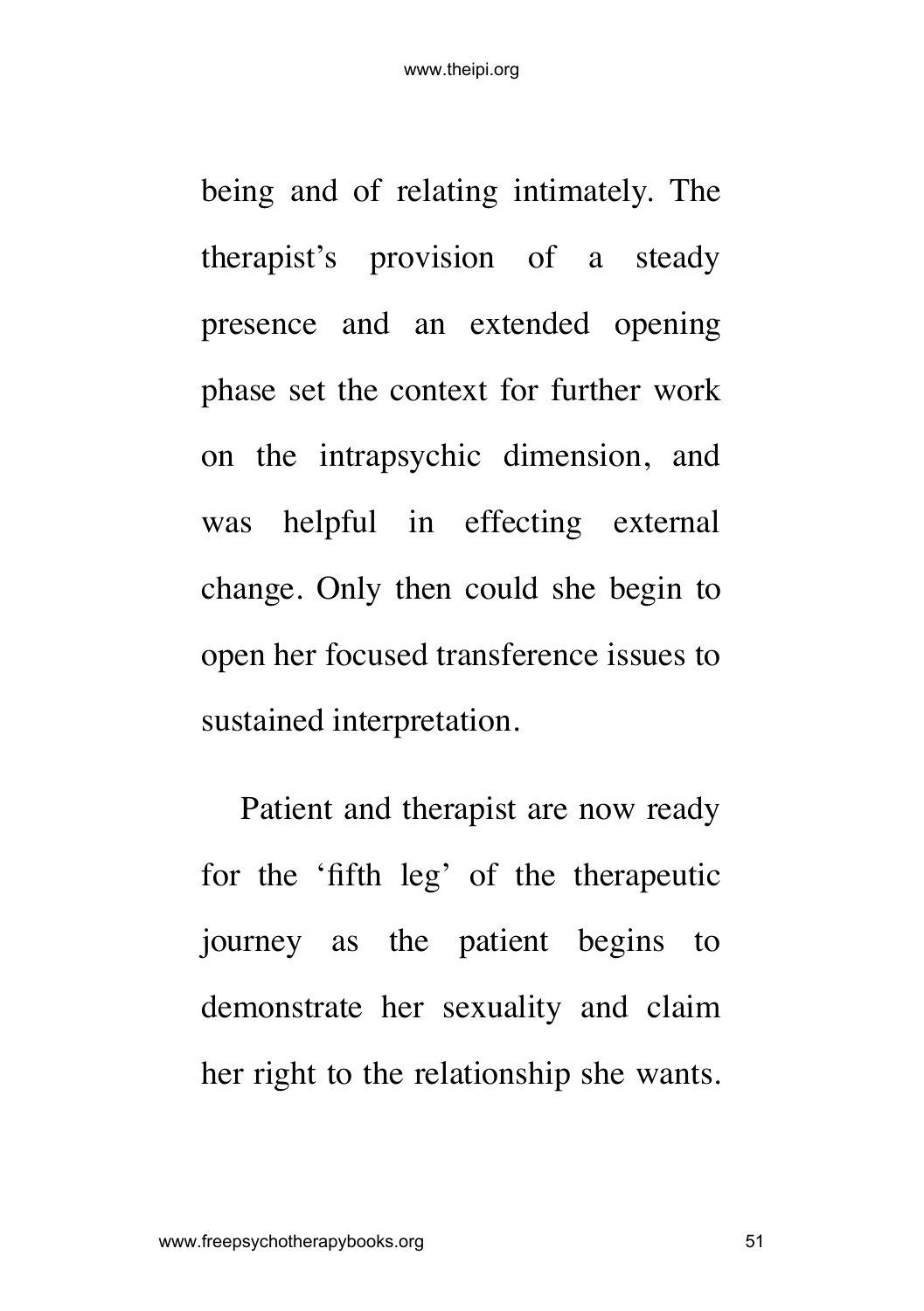being and of relating intimately. The therapist's provision of a steady presence and an extended opening phase set the context for further work on the intrapsychic dimension, and was helpful in effecting external change. Only then could she begin to open her focused transference issues to sustained interpretation.

Patient and therapist are now ready for the 'fifth leg' of the therapeutic journey as the patient begins to demonstrate her sexuality and claim her right to the relationship she wants.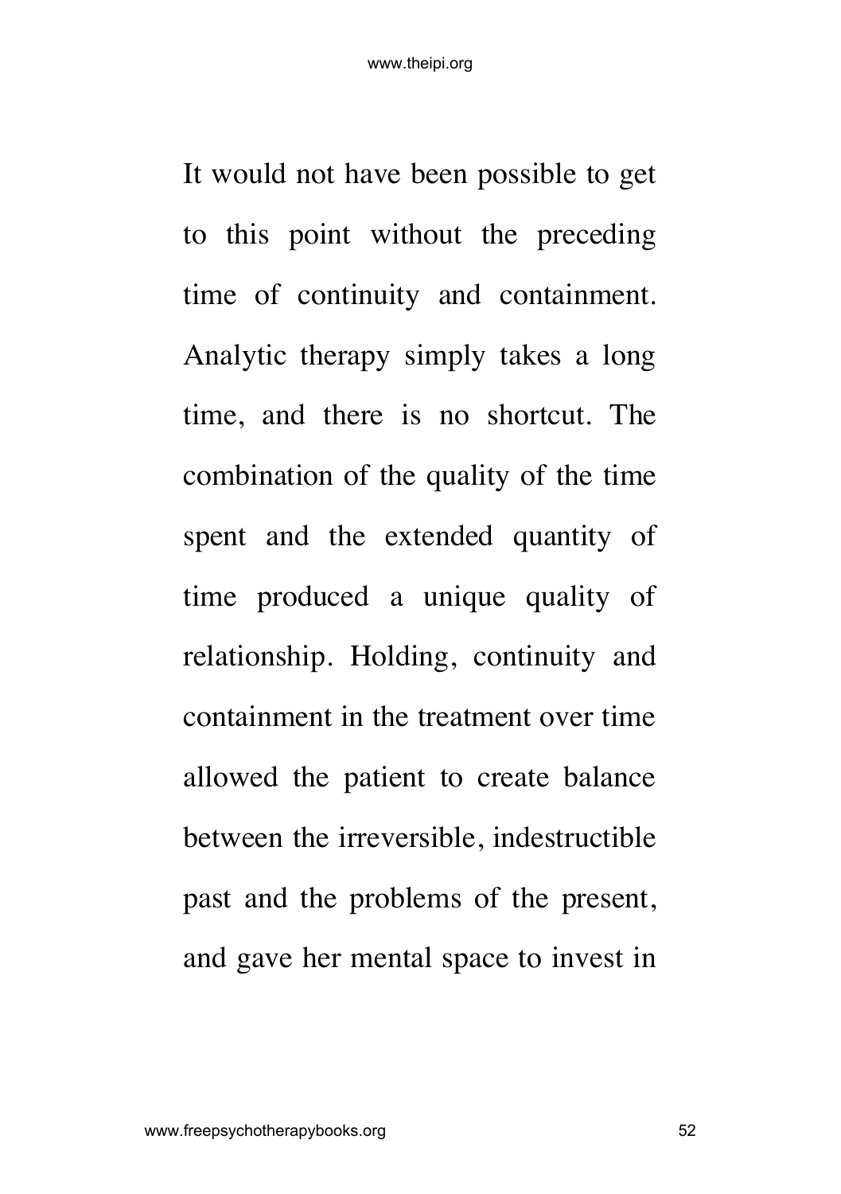It would not have been possible to get to this point without the preceding time of continuity and containment. Analytic therapy simply takes a long time, and there is no shortcut. The combination of the quality of the time spent and the extended quantity of time produced a unique quality of relationship. Holding, continuity and containment in the treatment over time allowed the patient to create balance between the irreversible, indestructible past and the problems of the present, and gave her mental space to invest in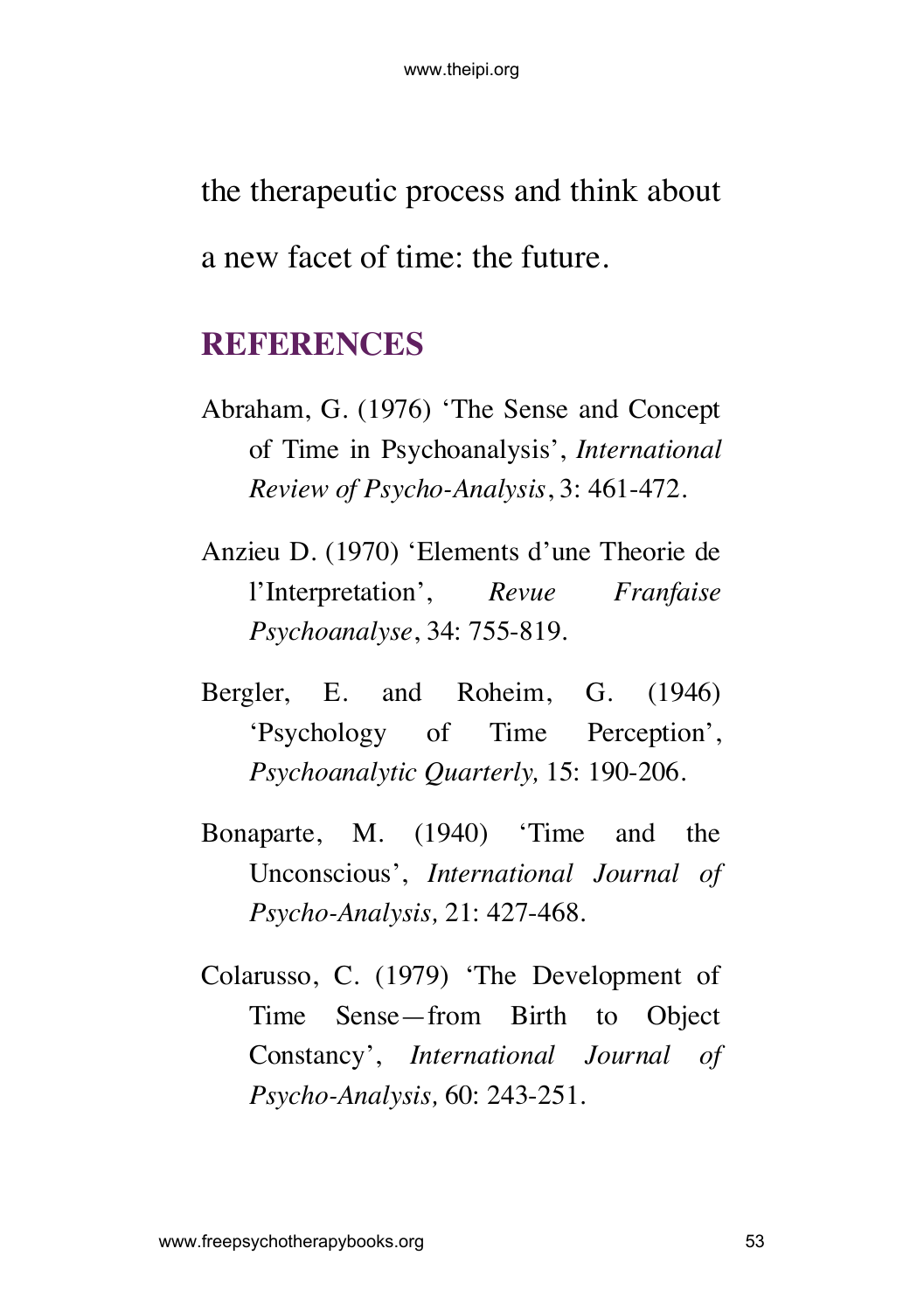the therapeutic process and think about a new facet of time: the future.

## REFERENCES

Abraham, G. (1976) 'The Sense and Concept of Time in Psychoanalysis', *International Review of Psycho-Analysis*, 3: 461-472.

Anzieu D. (1970) 'Elements d'une Theorie de l'Interpretation', *Revue Franfaise Psychoanalyse*, 34: 755-819.

Bergler, E. and Roheim, G. (1946) 'Psychology of Time Perception', *Psychoanalytic Quarterly,* 15: 190-206.

Bonaparte, M. (1940) 'Time and the Unconscious', *International Journal of Psycho-Analysis,* 21: 427-468.

Colarusso, C. (1979) 'The Development of Time Sense—from Birth to Object Constancy', *International Journal of Psycho-Analysis,* 60: 243-251.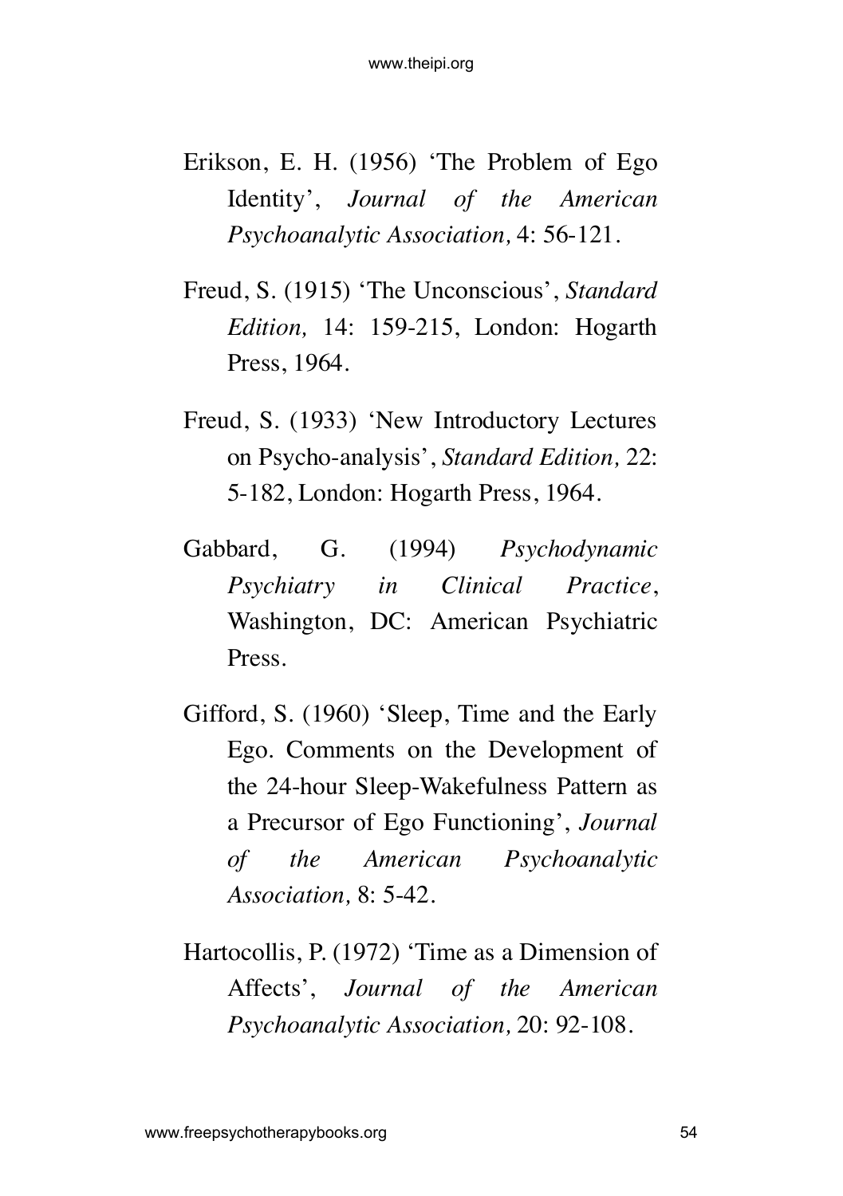Erikson, E. H. (1956) 'The Problem of Ego Identity', *Journal of the American Psychoanalytic Association,* 4: 56-121.

Freud, S. (1915) 'The Unconscious', *Standard Edition,* 14: 159-215, London: Hogarth Press, 1964.

Freud, S. (1933) 'New Introductory Lectures on Psycho-analysis', *Standard Edition,* 22: 5-182, London: Hogarth Press, 1964.

Gabbard, G. (1994) *Psychodynamic Psychiatry in Clinical Practice*, Washington, DC: American Psychiatric Press.

Gifford, S. (1960) 'Sleep, Time and the Early Ego. Comments on the Development of the 24-hour Sleep-Wakefulness Pattern as a Precursor of Ego Functioning', *Journal of the American Psychoanalytic Association,* 8: 5-42.

Hartocollis, P. (1972) 'Time as a Dimension of Affects', *Journal of the American Psychoanalytic Association,* 20: 92-108.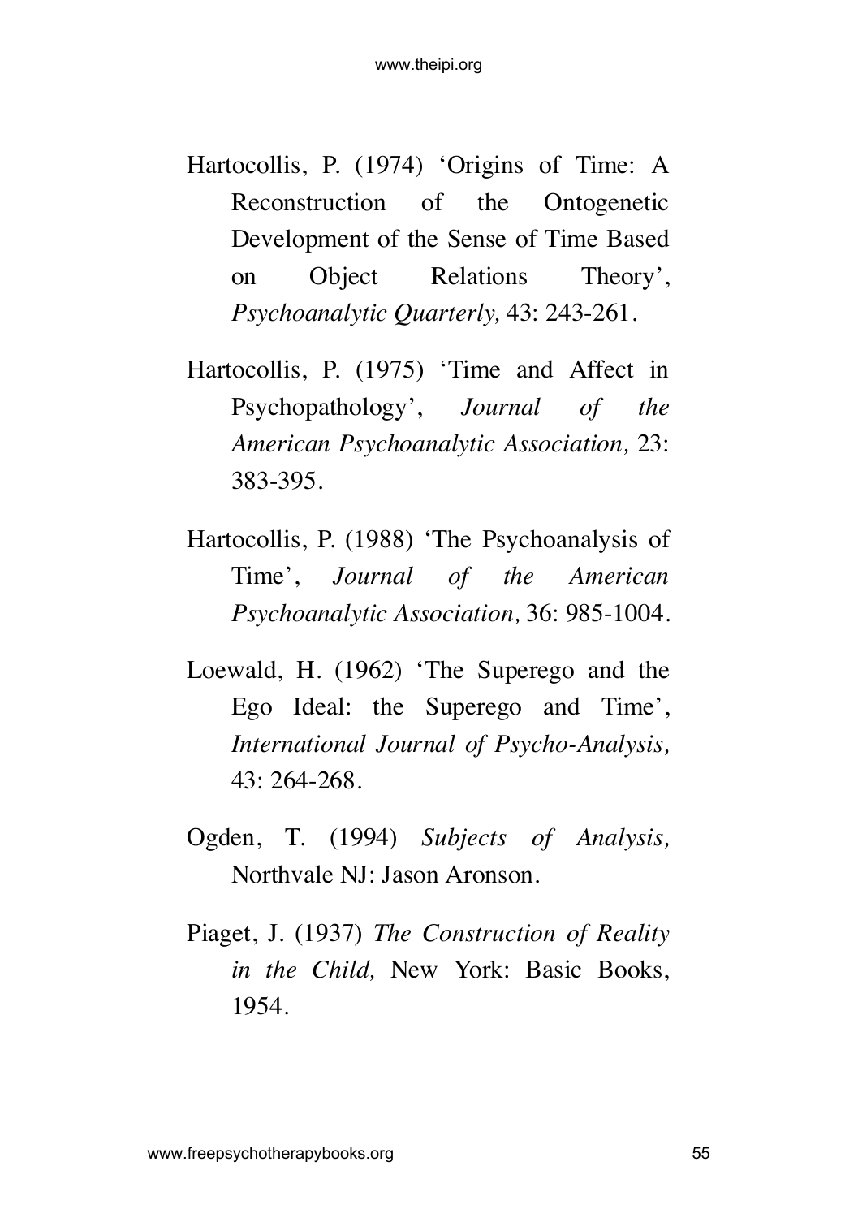Hartocollis, P. (1974) ‘Origins of Time: A Reconstruction of the Ontogenetic Development of the Sense of Time Based on Object Relations Theory’, *Psychoanalytic Quarterly,* 43: 243-261.

Hartocollis, P. (1975) ‘Time and Affect in Psychopathology’, *Journal of the American Psychoanalytic Association,* 23: 383-395.

Hartocollis, P. (1988) ‘The Psychoanalysis of Time’, *Journal of the American Psychoanalytic Association,* 36: 985-1004.

Loewald, H. (1962) ‘The Superego and the Ego Ideal: the Superego and Time’, *International Journal of Psycho-Analysis,* 43: 264-268.

Ogden, T. (1994) *Subjects of Analysis,* Northvale NJ: Jason Aronson.

Piaget, J. (1937) *The Construction of Reality in the Child,* New York: Basic Books, 1954.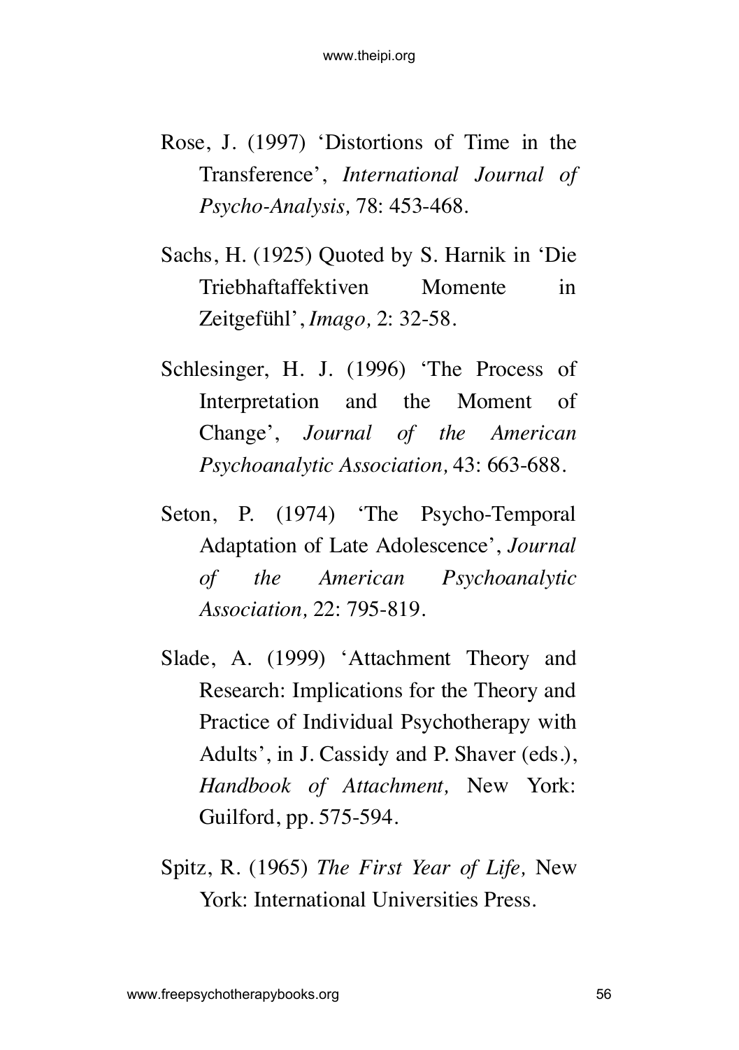Rose, J. (1997) 'Distortions of Time in the Transference', *International Journal of Psycho-Analysis,* 78: 453-468.

Sachs, H. (1925) Quoted by S. Harnik in 'Die Triebhaftaffektiven Momente in Zeitgefühl', *Imago,* 2: 32-58.

Schlesinger, H. J. (1996) 'The Process of Interpretation and the Moment of Change', *Journal of the American Psychoanalytic Association,* 43: 663-688.

Seton, P. (1974) 'The Psycho-Temporal Adaptation of Late Adolescence', *Journal of the American Psychoanalytic Association,* 22: 795-819.

Slade, A. (1999) 'Attachment Theory and Research: Implications for the Theory and Practice of Individual Psychotherapy with Adults', in J. Cassidy and P. Shaver (eds.), *Handbook of Attachment,* New York: Guilford, pp. 575-594.

Spitz, R. (1965) *The First Year of Life,* New York: International Universities Press.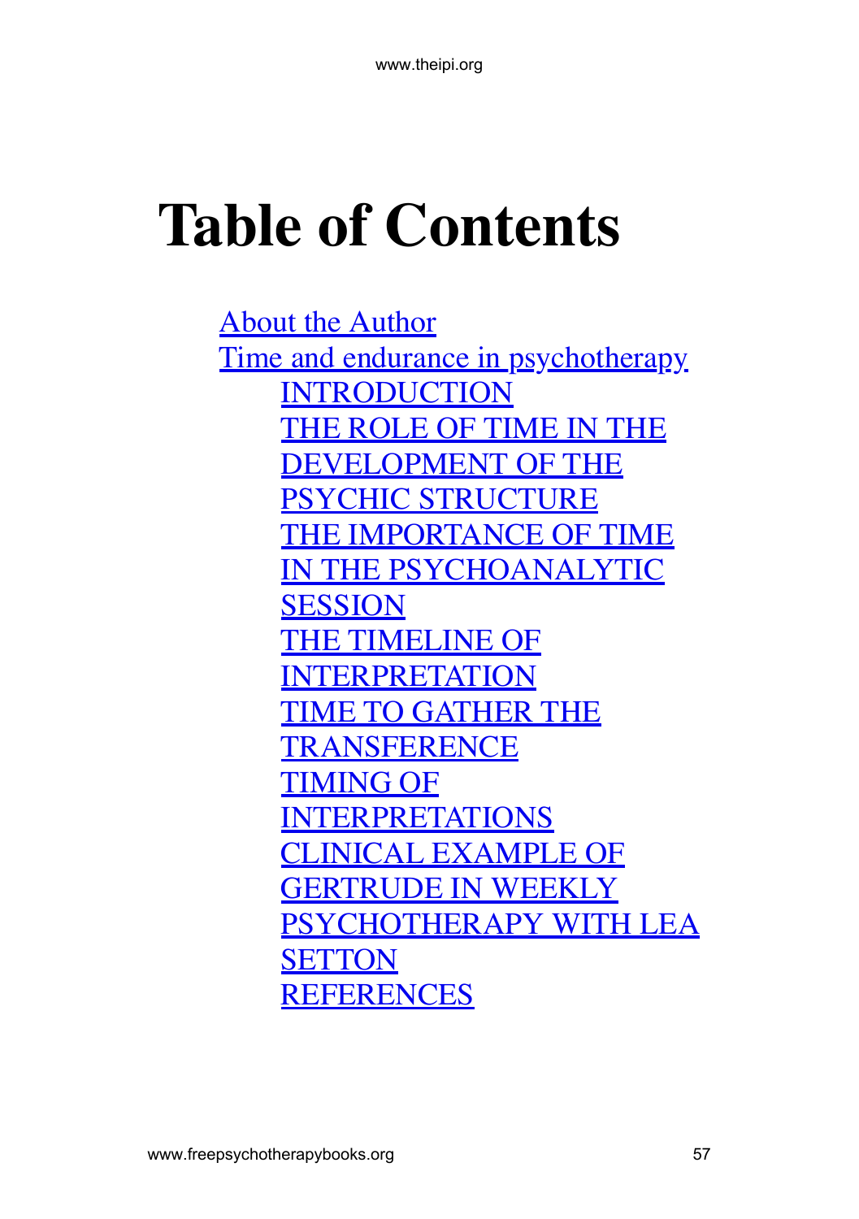# Table of Contents

- About the Author
- Time and endurance in psychotherapy
    - INTRODUCTION
    - THE ROLE OF TIME IN THE DEVELOPMENT OF THE PSYCHIC STRUCTURE
    - THE IMPORTANCE OF TIME IN THE PSYCHOANALYTIC SESSION
    - THE TIMELINE OF INTERPRETATION
    - TIME TO GATHER THE TRANSFERENCE
    - TIMING OF INTERPRETATIONS
    - CLINICAL EXAMPLE OF GERTRUDE IN WEEKLY PSYCHOTHERAPY WITH LEA SETTON
    - REFERENCES